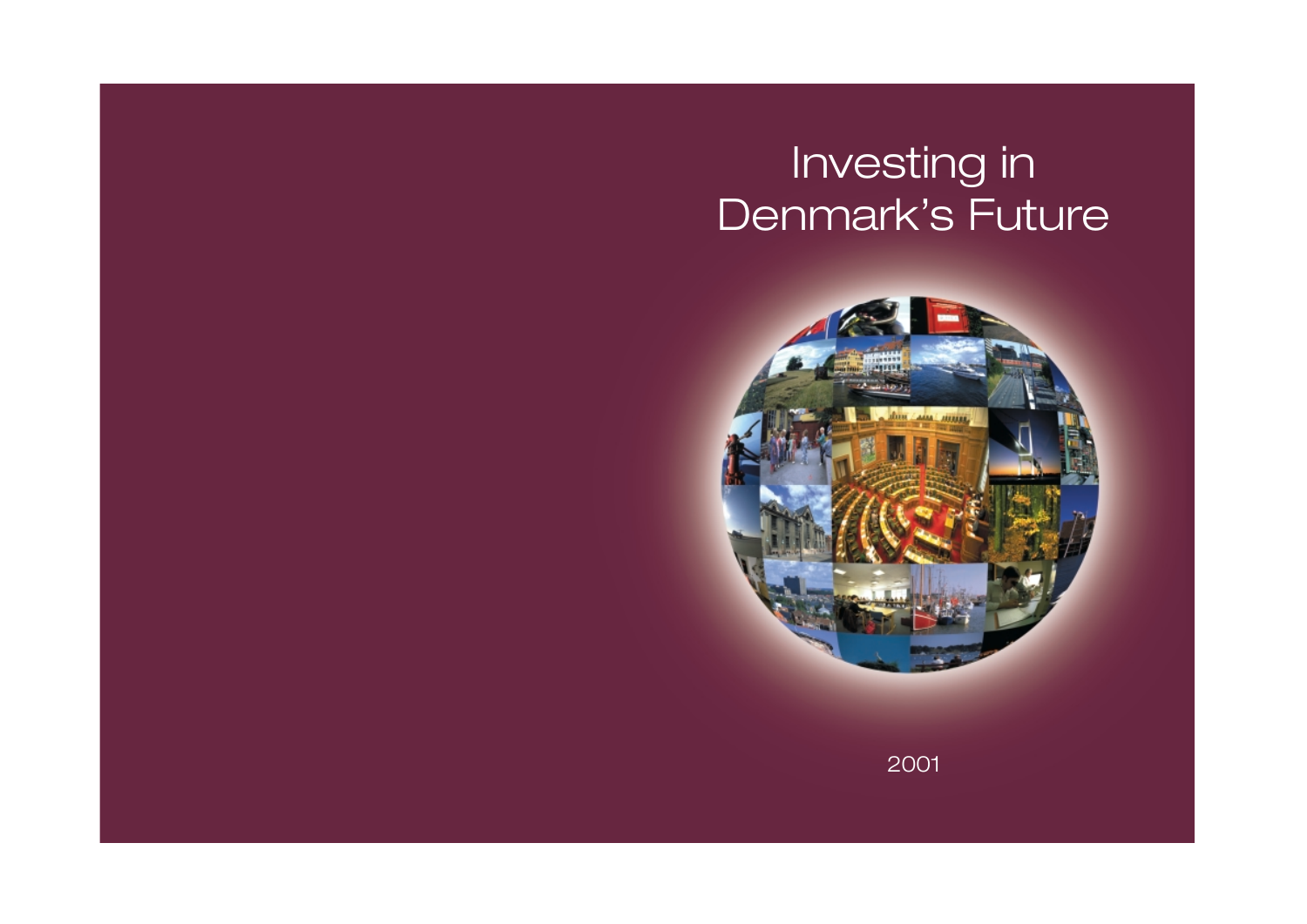# Investing in Denmark's Future

2001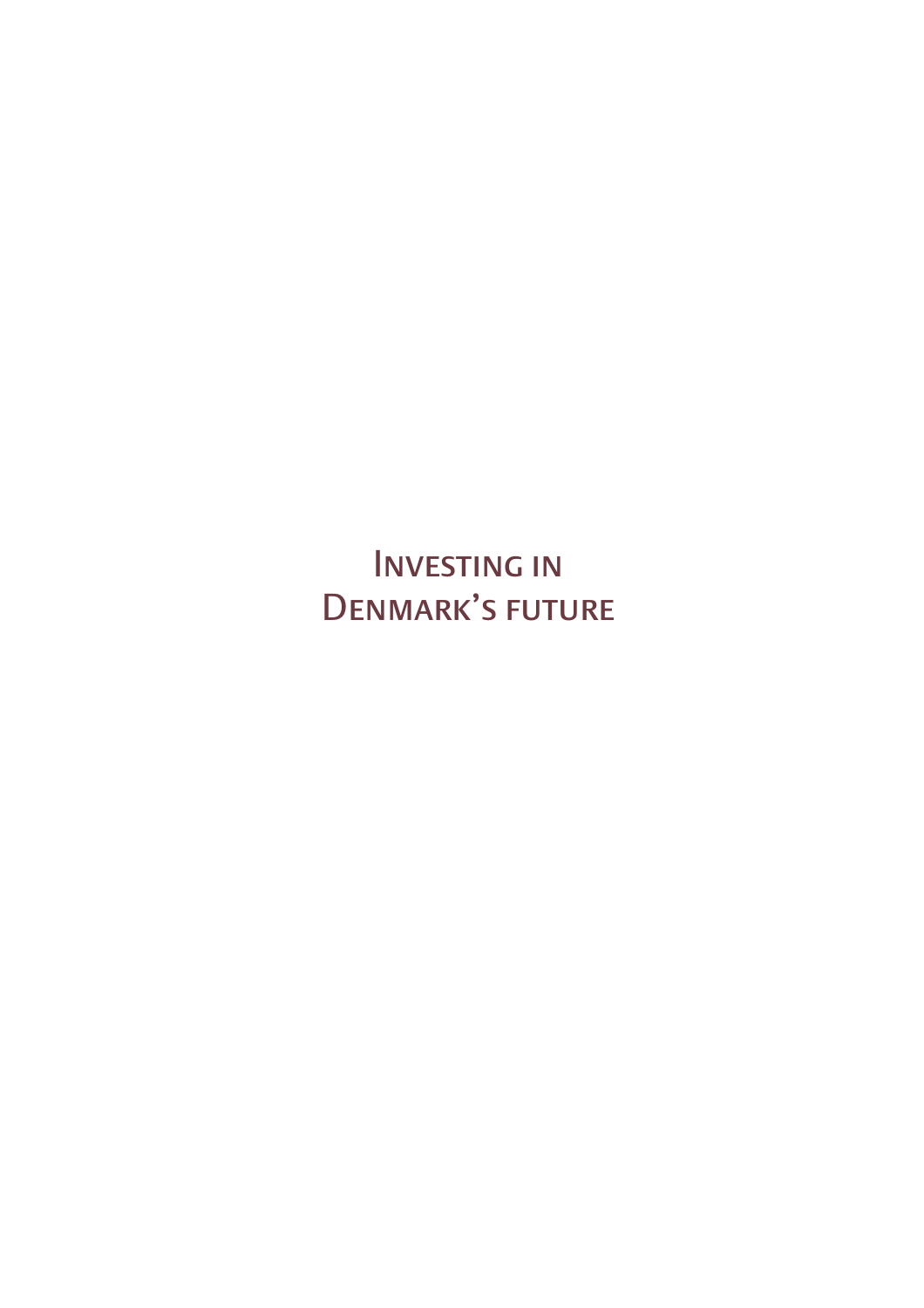# Investing in Denmark's future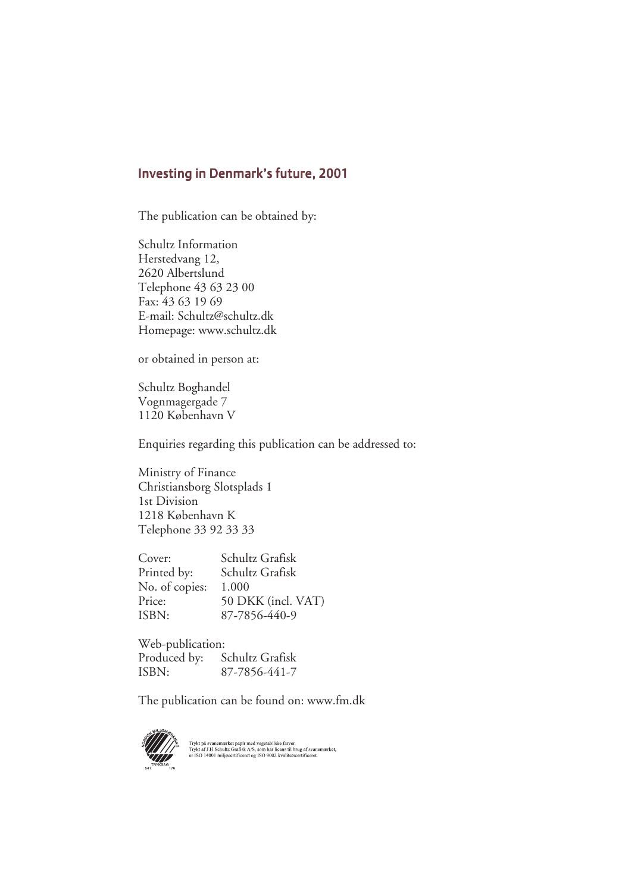## Investing in Denmark's future, 2001

The publication can be obtained by:

Schultz Information
Herstedvang 12,
2620 Albertslund
Telephone 43 63 23 00
Fax: 43 63 19 69
E-mail: Schultz@schultz.dk
Homepage: www.schultz.dk

or obtained in person at:

Schultz Boghandel
Vognmagergade 7
1120 København V

Enquiries regarding this publication can be addressed to:

Ministry of Finance
Christiansborg Slotsplads 1
1st Division
1218 København K
Telephone 33 92 33 33

| | |
|---|---|
| Cover: | Schultz Grafisk |
| Printed by: | Schultz Grafisk |
| No. of copies: | 1.000 |
| Price: | 50 DKK (incl. VAT) |
| ISBN: | 87-7856-440-9 |

Web-publication:

| | |
|---|---|
| Produced by: | Schultz Grafisk |
| ISBN: | 87-7856-441-7 |

The publication can be found on: www.fm.dk

NORDISK MILJØMÆRKNING
TRYKSAG
541 176

Trykt på svanemærket papir med vegetabilske farver.
Trykt af J.H.Schultz Grafisk A/S, som har licens til brug af svanemærket,
er ISO 14001 miljøcertificeret og ISO 9002 kvalitetscertificeret.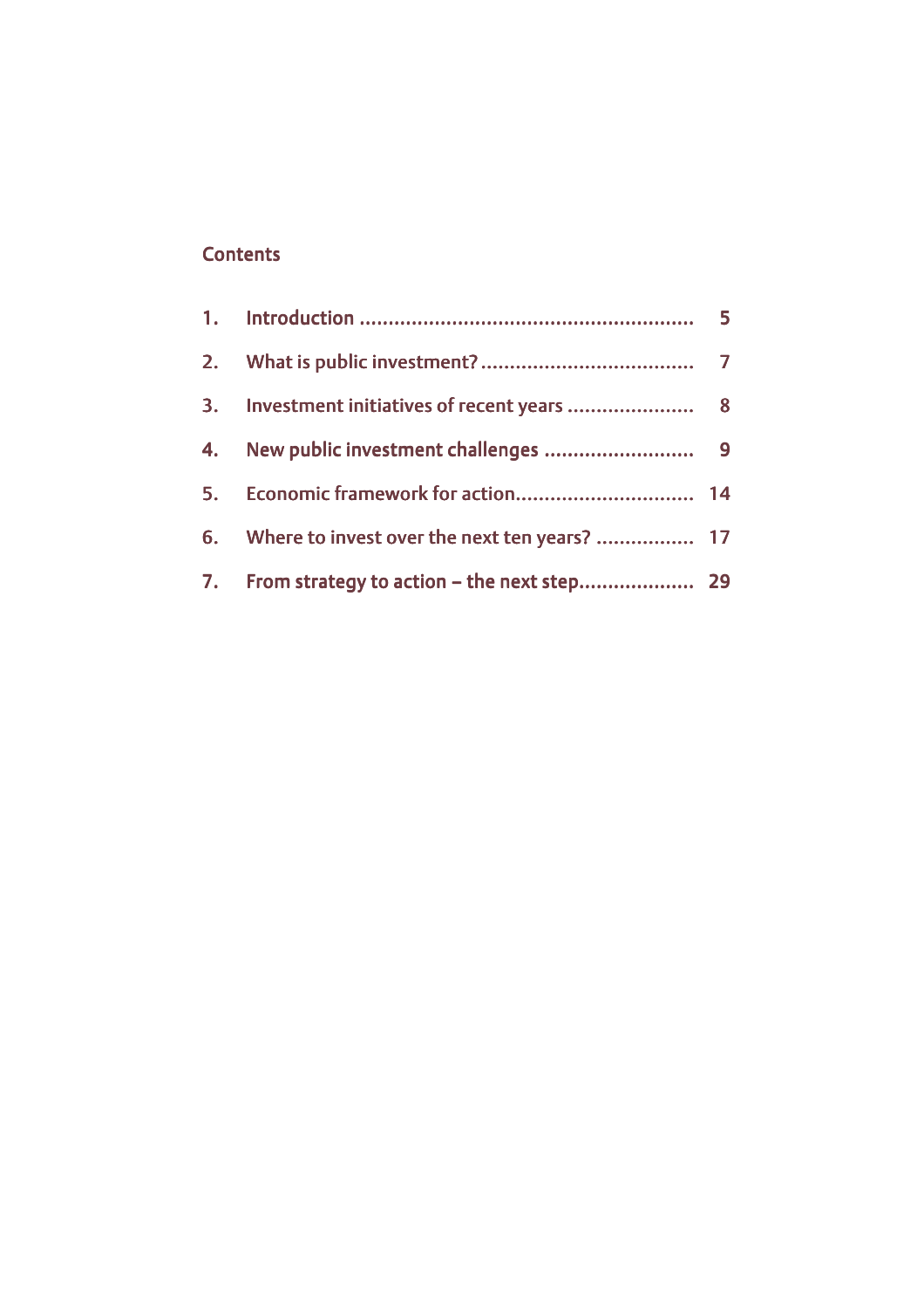## Contents

| | | |
|---|---|---|
| 1. | Introduction | 5 |
| 2. | What is public investment? | 7 |
| 3. | Investment initiatives of recent years | 8 |
| 4. | New public investment challenges | 9 |
| 5. | Economic framework for action | 14 |
| 6. | Where to invest over the next ten years? | 17 |
| 7. | From strategy to action – the next step | 29 |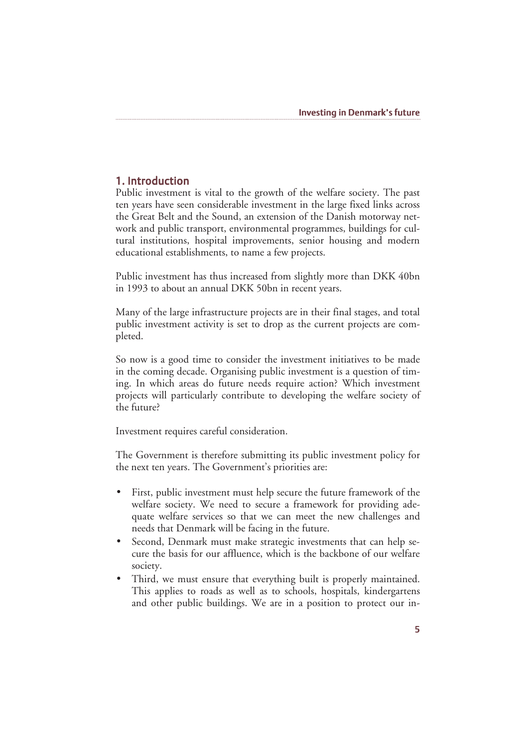## 1. Introduction

Public investment is vital to the growth of the welfare society. The past ten years have seen considerable investment in the large fixed links across the Great Belt and the Sound, an extension of the Danish motorway network and public transport, environmental programmes, buildings for cultural institutions, hospital improvements, senior housing and modern educational establishments, to name a few projects.

Public investment has thus increased from slightly more than DKK 40bn in 1993 to about an annual DKK 50bn in recent years.

Many of the large infrastructure projects are in their final stages, and total public investment activity is set to drop as the current projects are completed.

So now is a good time to consider the investment initiatives to be made in the coming decade. Organising public investment is a question of timing. In which areas do future needs require action? Which investment projects will particularly contribute to developing the welfare society of the future?

Investment requires careful consideration.

The Government is therefore submitting its public investment policy for the next ten years. The Government's priorities are:

- First, public investment must help secure the future framework of the welfare society. We need to secure a framework for providing adequate welfare services so that we can meet the new challenges and needs that Denmark will be facing in the future.
- Second, Denmark must make strategic investments that can help secure the basis for our affluence, which is the backbone of our welfare society.
- Third, we must ensure that everything built is properly maintained. This applies to roads as well as to schools, hospitals, kindergartens and other public buildings. We are in a position to protect our in-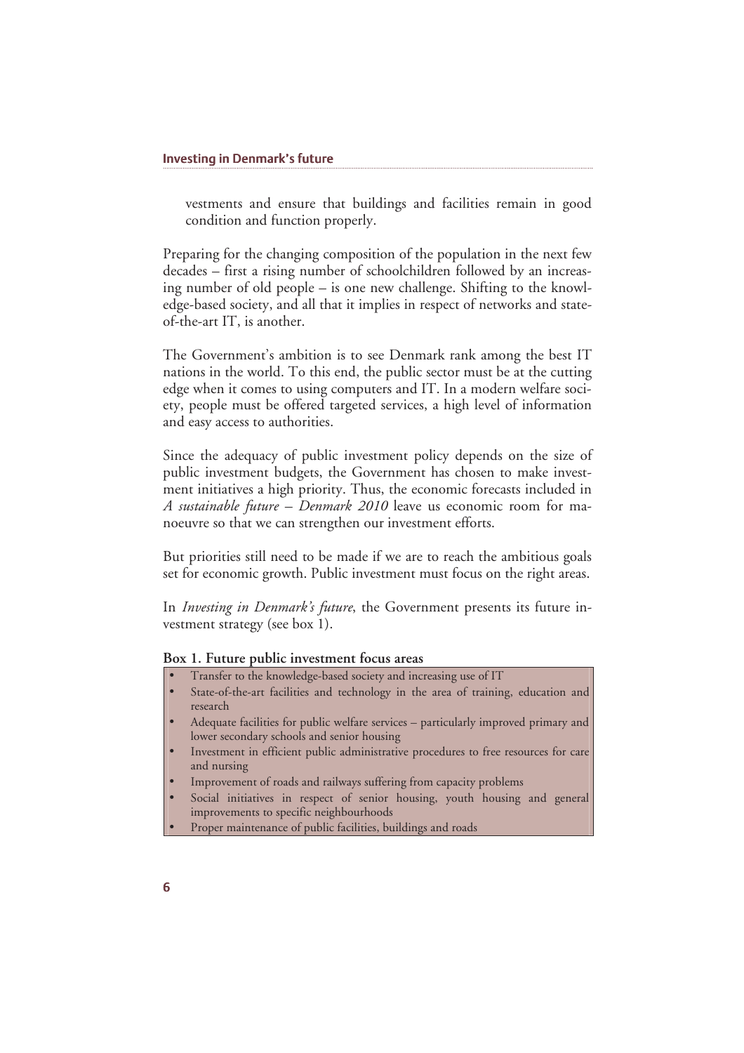vestments and ensure that buildings and facilities remain in good condition and function properly.

Preparing for the changing composition of the population in the next few decades – first a rising number of schoolchildren followed by an increasing number of old people – is one new challenge. Shifting to the knowledge-based society, and all that it implies in respect of networks and state-of-the-art IT, is another.

The Government's ambition is to see Denmark rank among the best IT nations in the world. To this end, the public sector must be at the cutting edge when it comes to using computers and IT. In a modern welfare society, people must be offered targeted services, a high level of information and easy access to authorities.

Since the adequacy of public investment policy depends on the size of public investment budgets, the Government has chosen to make investment initiatives a high priority. Thus, the economic forecasts included in *A sustainable future – Denmark 2010* leave us economic room for manoeuvre so that we can strengthen our investment efforts.

But priorities still need to be made if we are to reach the ambitious goals set for economic growth. Public investment must focus on the right areas.

In *Investing in Denmark's future*, the Government presents its future investment strategy (see box 1).

**Box 1. Future public investment focus areas**

- Transfer to the knowledge-based society and increasing use of IT
- State-of-the-art facilities and technology in the area of training, education and research
- Adequate facilities for public welfare services – particularly improved primary and lower secondary schools and senior housing
- Investment in efficient public administrative procedures to free resources for care and nursing
- Improvement of roads and railways suffering from capacity problems
- Social initiatives in respect of senior housing, youth housing and general improvements to specific neighbourhoods
- Proper maintenance of public facilities, buildings and roads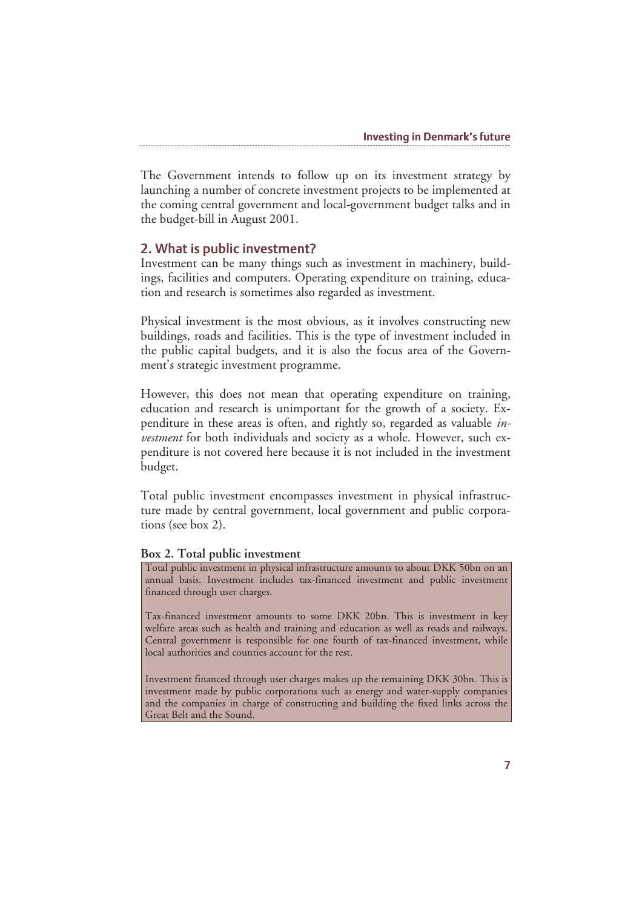The Government intends to follow up on its investment strategy by launching a number of concrete investment projects to be implemented at the coming central government and local-government budget talks and in the budget-bill in August 2001.

## 2. What is public investment?

Investment can be many things such as investment in machinery, buildings, facilities and computers. Operating expenditure on training, education and research is sometimes also regarded as investment.

Physical investment is the most obvious, as it involves constructing new buildings, roads and facilities. This is the type of investment included in the public capital budgets, and it is also the focus area of the Government's strategic investment programme.

However, this does not mean that operating expenditure on training, education and research is unimportant for the growth of a society. Expenditure in these areas is often, and rightly so, regarded as valuable *investment* for both individuals and society as a whole. However, such expenditure is not covered here because it is not included in the investment budget.

Total public investment encompasses investment in physical infrastructure made by central government, local government and public corporations (see box 2).

**Box 2. Total public investment**

Total public investment in physical infrastructure amounts to about DKK 50bn on an annual basis. Investment includes tax-financed investment and public investment financed through user charges.

Tax-financed investment amounts to some DKK 20bn. This is investment in key welfare areas such as health and training and education as well as roads and railways. Central government is responsible for one fourth of tax-financed investment, while local authorities and counties account for the rest.

Investment financed through user charges makes up the remaining DKK 30bn. This is investment made by public corporations such as energy and water-supply companies and the companies in charge of constructing and building the fixed links across the Great Belt and the Sound.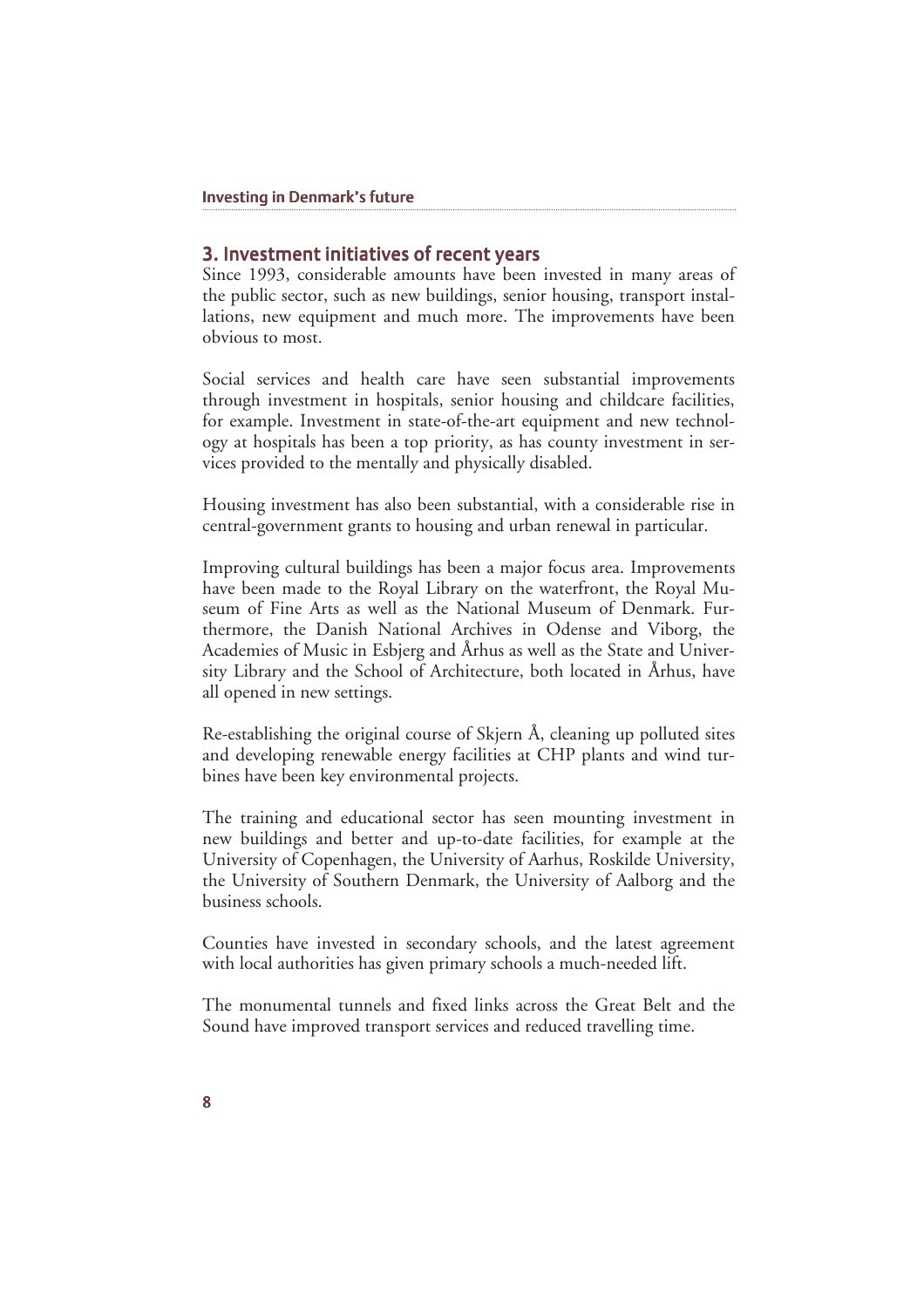## 3. Investment initiatives of recent years

Since 1993, considerable amounts have been invested in many areas of the public sector, such as new buildings, senior housing, transport installations, new equipment and much more. The improvements have been obvious to most.

Social services and health care have seen substantial improvements through investment in hospitals, senior housing and childcare facilities, for example. Investment in state-of-the-art equipment and new technology at hospitals has been a top priority, as has county investment in services provided to the mentally and physically disabled.

Housing investment has also been substantial, with a considerable rise in central-government grants to housing and urban renewal in particular.

Improving cultural buildings has been a major focus area. Improvements have been made to the Royal Library on the waterfront, the Royal Museum of Fine Arts as well as the National Museum of Denmark. Furthermore, the Danish National Archives in Odense and Viborg, the Academies of Music in Esbjerg and Århus as well as the State and University Library and the School of Architecture, both located in Århus, have all opened in new settings.

Re-establishing the original course of Skjern Å, cleaning up polluted sites and developing renewable energy facilities at CHP plants and wind turbines have been key environmental projects.

The training and educational sector has seen mounting investment in new buildings and better and up-to-date facilities, for example at the University of Copenhagen, the University of Aarhus, Roskilde University, the University of Southern Denmark, the University of Aalborg and the business schools.

Counties have invested in secondary schools, and the latest agreement with local authorities has given primary schools a much-needed lift.

The monumental tunnels and fixed links across the Great Belt and the Sound have improved transport services and reduced travelling time.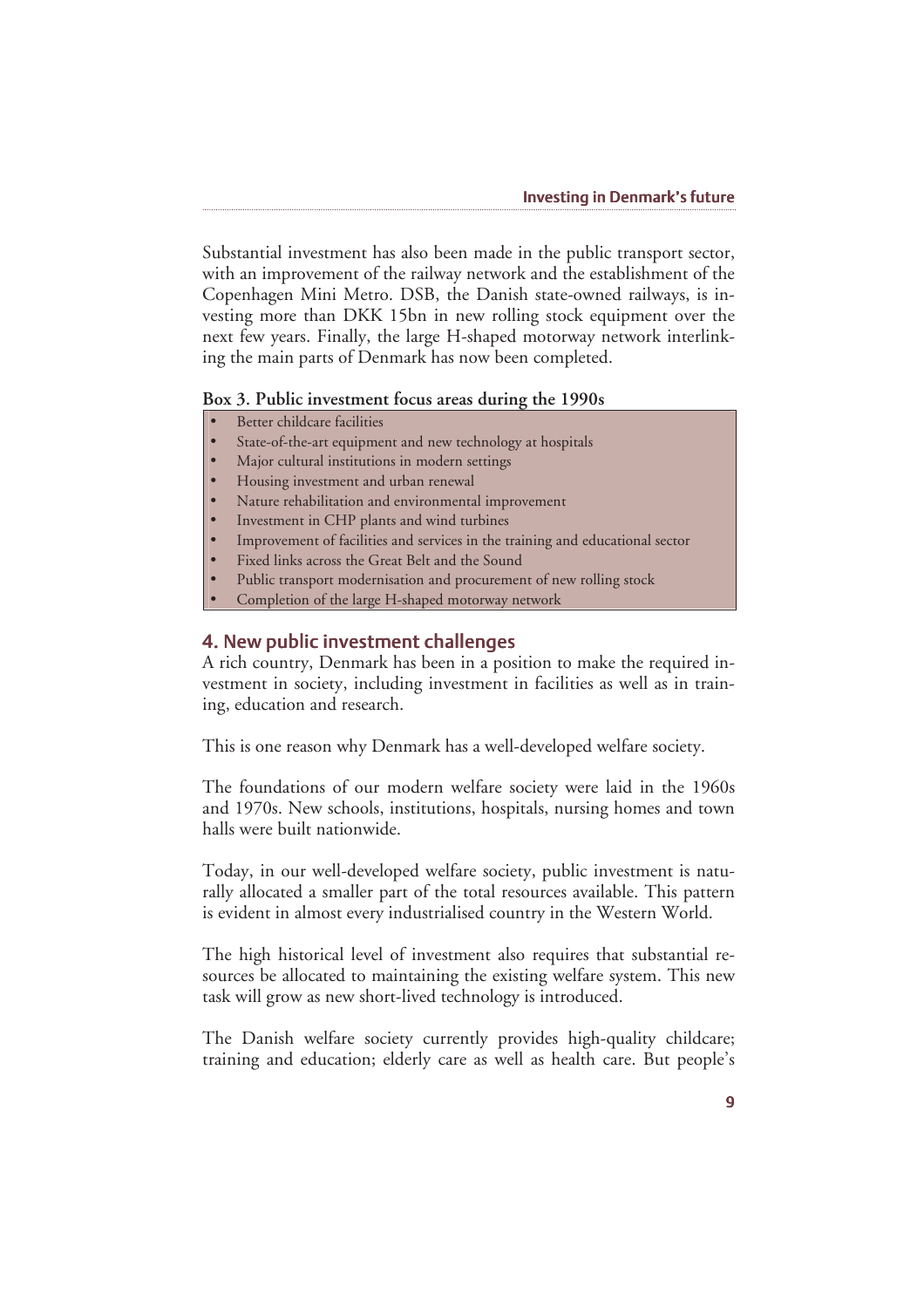Substantial investment has also been made in the public transport sector, with an improvement of the railway network and the establishment of the Copenhagen Mini Metro. DSB, the Danish state-owned railways, is investing more than DKK 15bn in new rolling stock equipment over the next few years. Finally, the large H-shaped motorway network interlinking the main parts of Denmark has now been completed.

**Box 3. Public investment focus areas during the 1990s**

- Better childcare facilities
- State-of-the-art equipment and new technology at hospitals
- Major cultural institutions in modern settings
- Housing investment and urban renewal
- Nature rehabilitation and environmental improvement
- Investment in CHP plants and wind turbines
- Improvement of facilities and services in the training and educational sector
- Fixed links across the Great Belt and the Sound
- Public transport modernisation and procurement of new rolling stock
- Completion of the large H-shaped motorway network

## 4. New public investment challenges

A rich country, Denmark has been in a position to make the required investment in society, including investment in facilities as well as in training, education and research.

This is one reason why Denmark has a well-developed welfare society.

The foundations of our modern welfare society were laid in the 1960s and 1970s. New schools, institutions, hospitals, nursing homes and town halls were built nationwide.

Today, in our well-developed welfare society, public investment is naturally allocated a smaller part of the total resources available. This pattern is evident in almost every industrialised country in the Western World.

The high historical level of investment also requires that substantial resources be allocated to maintaining the existing welfare system. This new task will grow as new short-lived technology is introduced.

The Danish welfare society currently provides high-quality childcare; training and education; elderly care as well as health care. But people's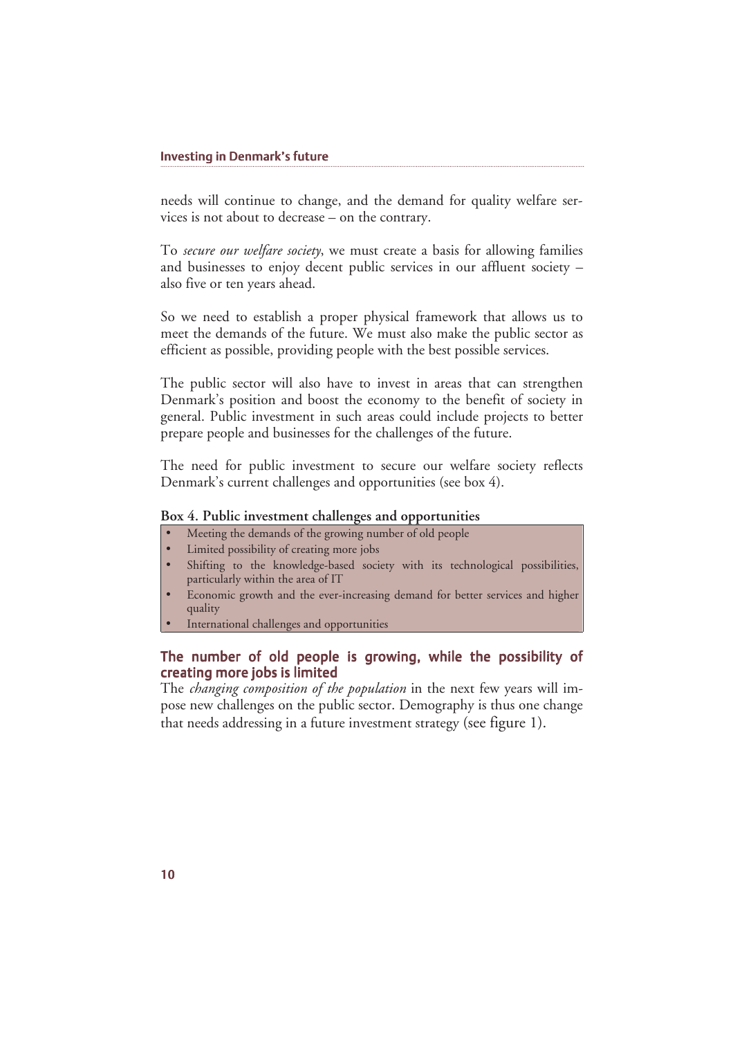needs will continue to change, and the demand for quality welfare services is not about to decrease – on the contrary.

To *secure our welfare society*, we must create a basis for allowing families and businesses to enjoy decent public services in our affluent society – also five or ten years ahead.

So we need to establish a proper physical framework that allows us to meet the demands of the future. We must also make the public sector as efficient as possible, providing people with the best possible services.

The public sector will also have to invest in areas that can strengthen Denmark's position and boost the economy to the benefit of society in general. Public investment in such areas could include projects to better prepare people and businesses for the challenges of the future.

The need for public investment to secure our welfare society reflects Denmark's current challenges and opportunities (see box 4).

**Box 4. Public investment challenges and opportunities**

- Meeting the demands of the growing number of old people
- Limited possibility of creating more jobs
- Shifting to the knowledge-based society with its technological possibilities, particularly within the area of IT
- Economic growth and the ever-increasing demand for better services and higher quality
- International challenges and opportunities

## The number of old people is growing, while the possibility of creating more jobs is limited

The *changing composition of the population* in the next few years will impose new challenges on the public sector. Demography is thus one change that needs addressing in a future investment strategy (see figure 1).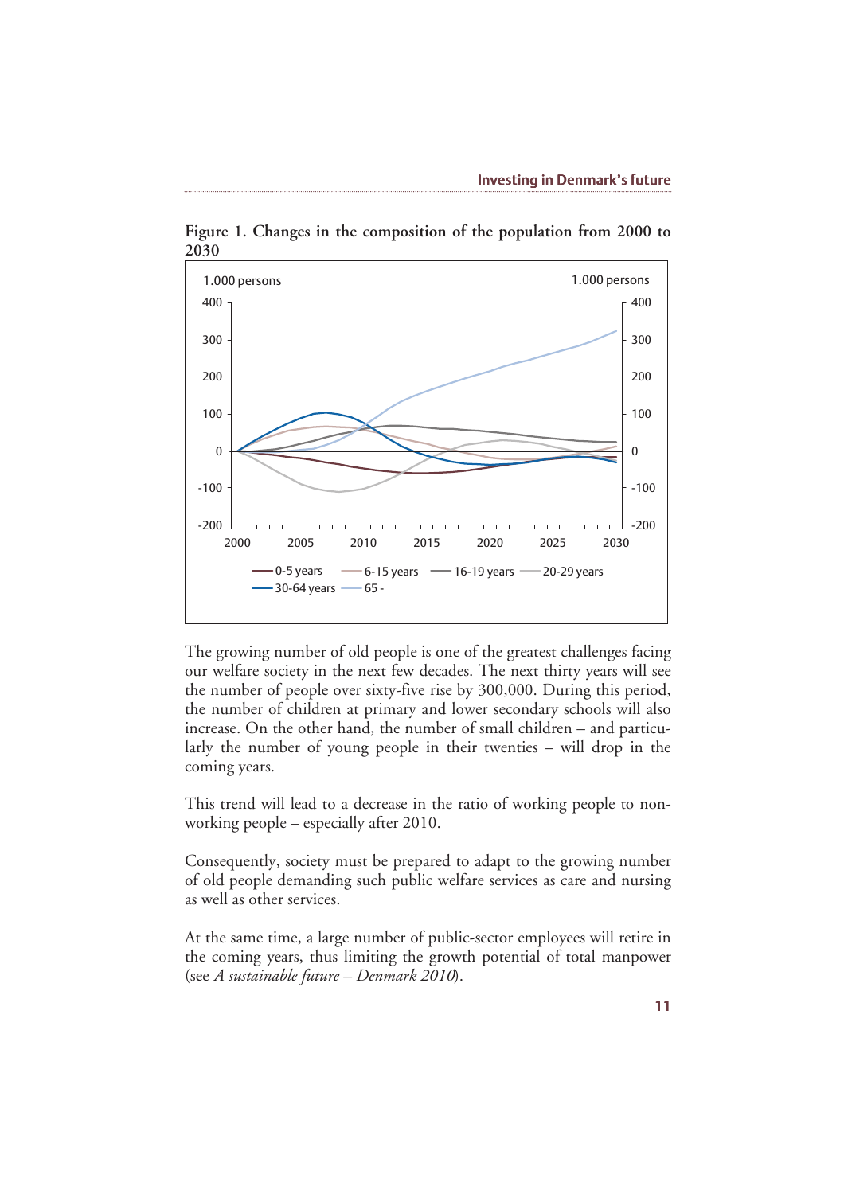**Figure 1. Changes in the composition of the population from 2000 to 2030**

The growing number of old people is one of the greatest challenges facing our welfare society in the next few decades. The next thirty years will see the number of people over sixty-five rise by 300,000. During this period, the number of children at primary and lower secondary schools will also increase. On the other hand, the number of small children – and particularly the number of young people in their twenties – will drop in the coming years.

This trend will lead to a decrease in the ratio of working people to non-working people – especially after 2010.

Consequently, society must be prepared to adapt to the growing number of old people demanding such public welfare services as care and nursing as well as other services.

At the same time, a large number of public-sector employees will retire in the coming years, thus limiting the growth potential of total manpower (see *A sustainable future – Denmark 2010*).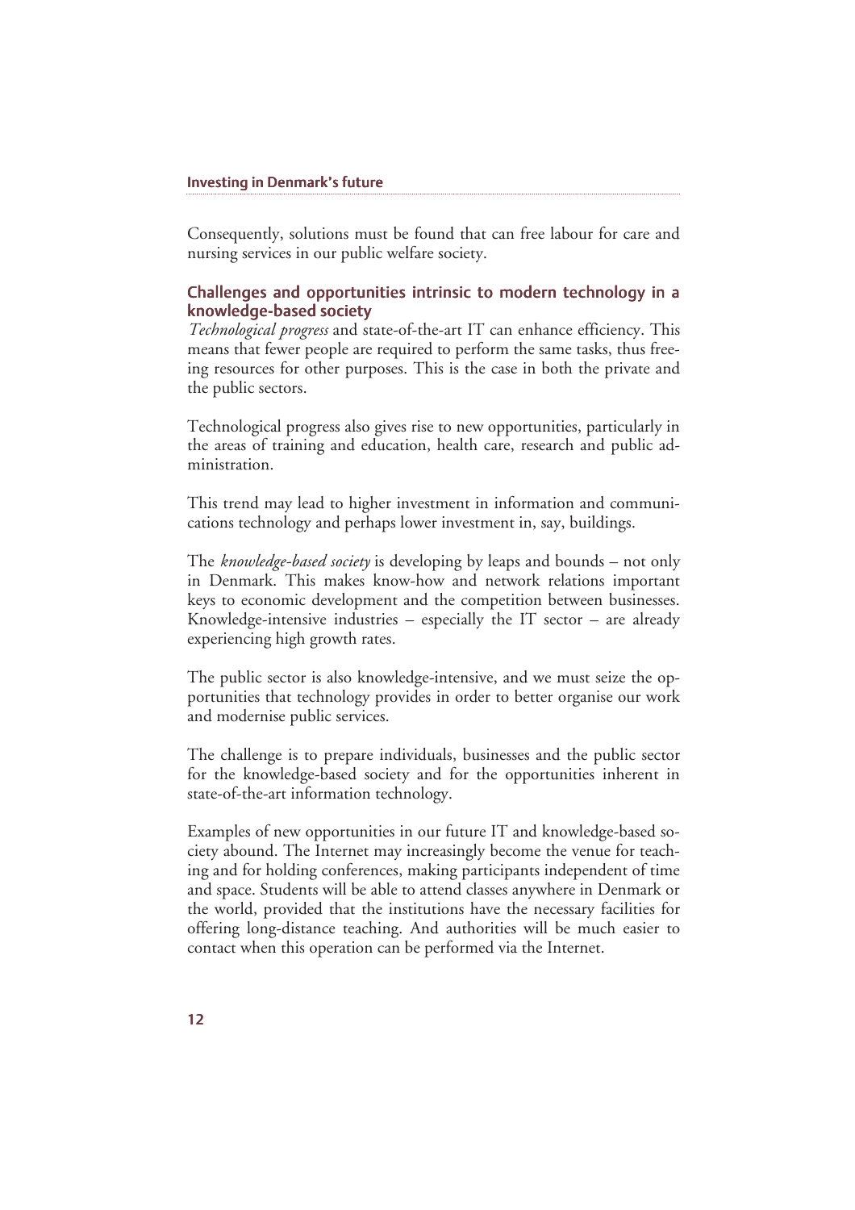Consequently, solutions must be found that can free labour for care and nursing services in our public welfare society.

## Challenges and opportunities intrinsic to modern technology in a knowledge-based society

*Technological progress* and state-of-the-art IT can enhance efficiency. This means that fewer people are required to perform the same tasks, thus freeing resources for other purposes. This is the case in both the private and the public sectors.

Technological progress also gives rise to new opportunities, particularly in the areas of training and education, health care, research and public administration.

This trend may lead to higher investment in information and communications technology and perhaps lower investment in, say, buildings.

The *knowledge-based society* is developing by leaps and bounds – not only in Denmark. This makes know-how and network relations important keys to economic development and the competition between businesses. Knowledge-intensive industries – especially the IT sector – are already experiencing high growth rates.

The public sector is also knowledge-intensive, and we must seize the opportunities that technology provides in order to better organise our work and modernise public services.

The challenge is to prepare individuals, businesses and the public sector for the knowledge-based society and for the opportunities inherent in state-of-the-art information technology.

Examples of new opportunities in our future IT and knowledge-based society abound. The Internet may increasingly become the venue for teaching and for holding conferences, making participants independent of time and space. Students will be able to attend classes anywhere in Denmark or the world, provided that the institutions have the necessary facilities for offering long-distance teaching. And authorities will be much easier to contact when this operation can be performed via the Internet.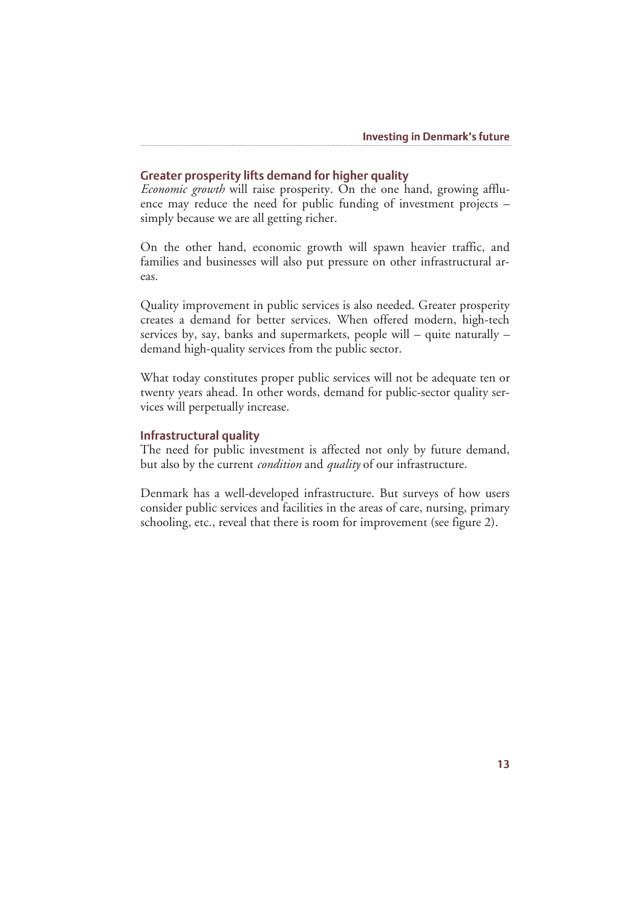## Greater prosperity lifts demand for higher quality

*Economic growth* will raise prosperity. On the one hand, growing affluence may reduce the need for public funding of investment projects – simply because we are all getting richer.

On the other hand, economic growth will spawn heavier traffic, and families and businesses will also put pressure on other infrastructural areas.

Quality improvement in public services is also needed. Greater prosperity creates a demand for better services. When offered modern, high-tech services by, say, banks and supermarkets, people will – quite naturally – demand high-quality services from the public sector.

What today constitutes proper public services will not be adequate ten or twenty years ahead. In other words, demand for public-sector quality services will perpetually increase.

## Infrastructural quality

The need for public investment is affected not only by future demand, but also by the current *condition* and *quality* of our infrastructure.

Denmark has a well-developed infrastructure. But surveys of how users consider public services and facilities in the areas of care, nursing, primary schooling, etc., reveal that there is room for improvement (see figure 2).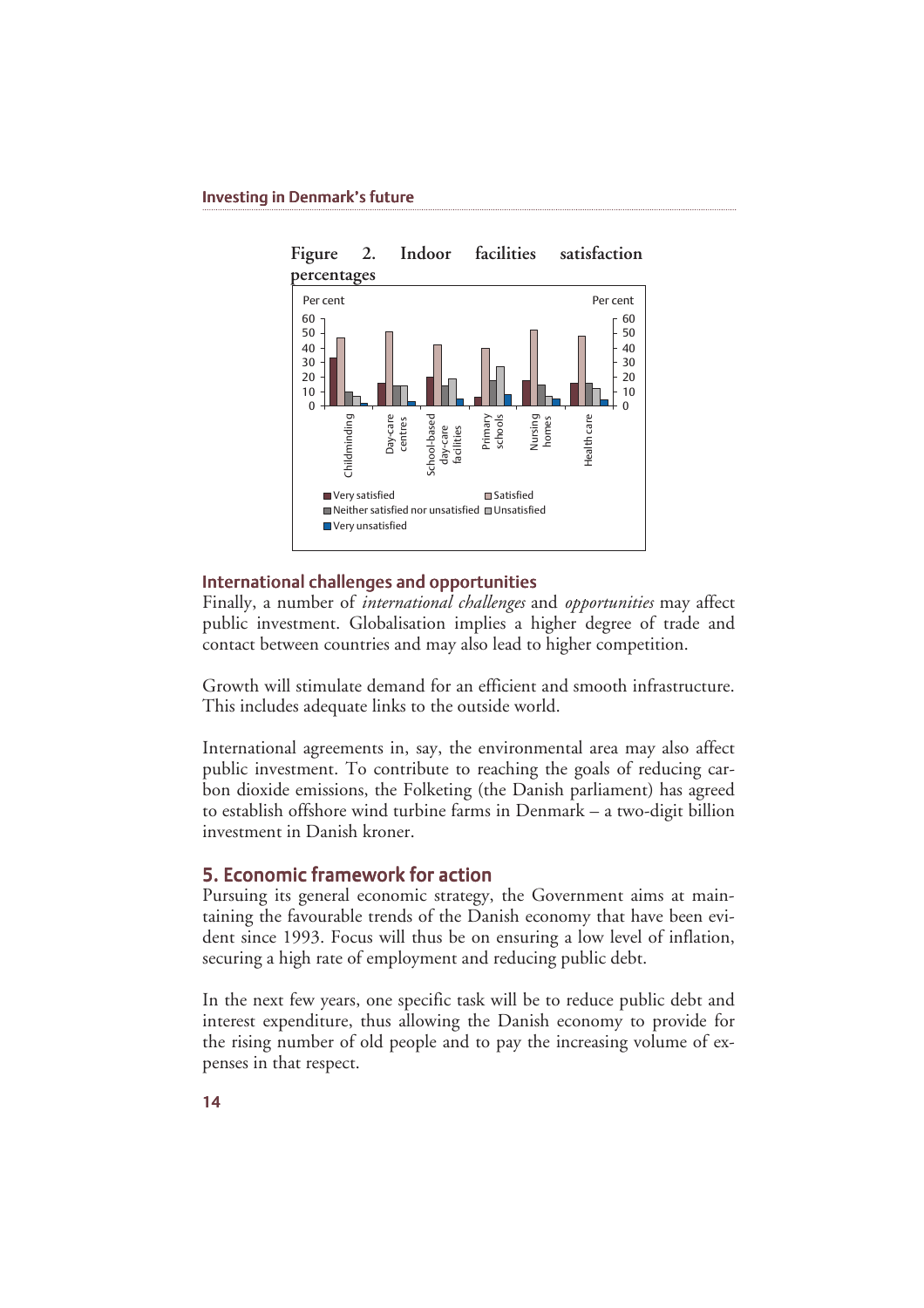**Figure 2. Indoor facilities satisfaction percentages**

## International challenges and opportunities

Finally, a number of *international challenges* and *opportunities* may affect public investment. Globalisation implies a higher degree of trade and contact between countries and may also lead to higher competition.

Growth will stimulate demand for an efficient and smooth infrastructure. This includes adequate links to the outside world.

International agreements in, say, the environmental area may also affect public investment. To contribute to reaching the goals of reducing carbon dioxide emissions, the Folketing (the Danish parliament) has agreed to establish offshore wind turbine farms in Denmark – a two-digit billion investment in Danish kroner.

## 5. Economic framework for action

Pursuing its general economic strategy, the Government aims at maintaining the favourable trends of the Danish economy that have been evident since 1993. Focus will thus be on ensuring a low level of inflation, securing a high rate of employment and reducing public debt.

In the next few years, one specific task will be to reduce public debt and interest expenditure, thus allowing the Danish economy to provide for the rising number of old people and to pay the increasing volume of expenses in that respect.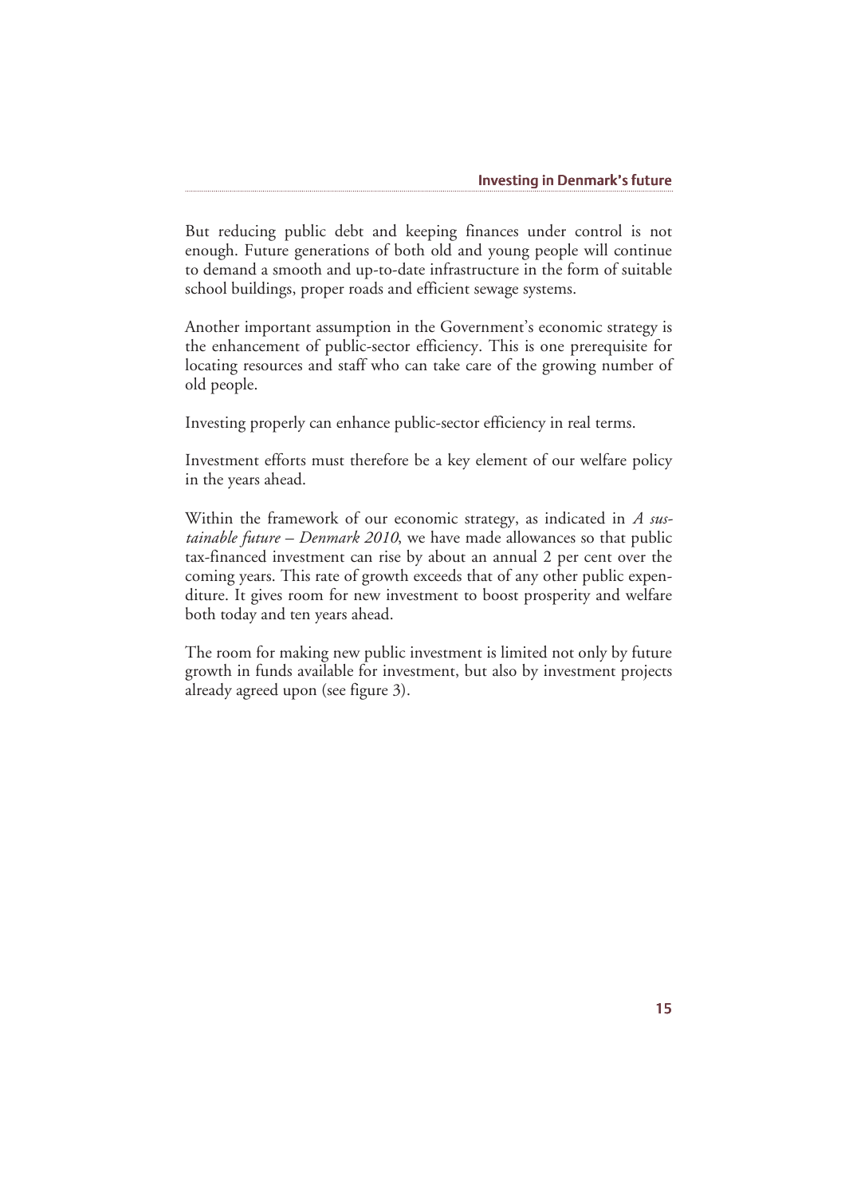But reducing public debt and keeping finances under control is not enough. Future generations of both old and young people will continue to demand a smooth and up-to-date infrastructure in the form of suitable school buildings, proper roads and efficient sewage systems.

Another important assumption in the Government's economic strategy is the enhancement of public-sector efficiency. This is one prerequisite for locating resources and staff who can take care of the growing number of old people.

Investing properly can enhance public-sector efficiency in real terms.

Investment efforts must therefore be a key element of our welfare policy in the years ahead.

Within the framework of our economic strategy, as indicated in *A sustainable future – Denmark 2010*, we have made allowances so that public tax-financed investment can rise by about an annual 2 per cent over the coming years. This rate of growth exceeds that of any other public expenditure. It gives room for new investment to boost prosperity and welfare both today and ten years ahead.

The room for making new public investment is limited not only by future growth in funds available for investment, but also by investment projects already agreed upon (see figure 3).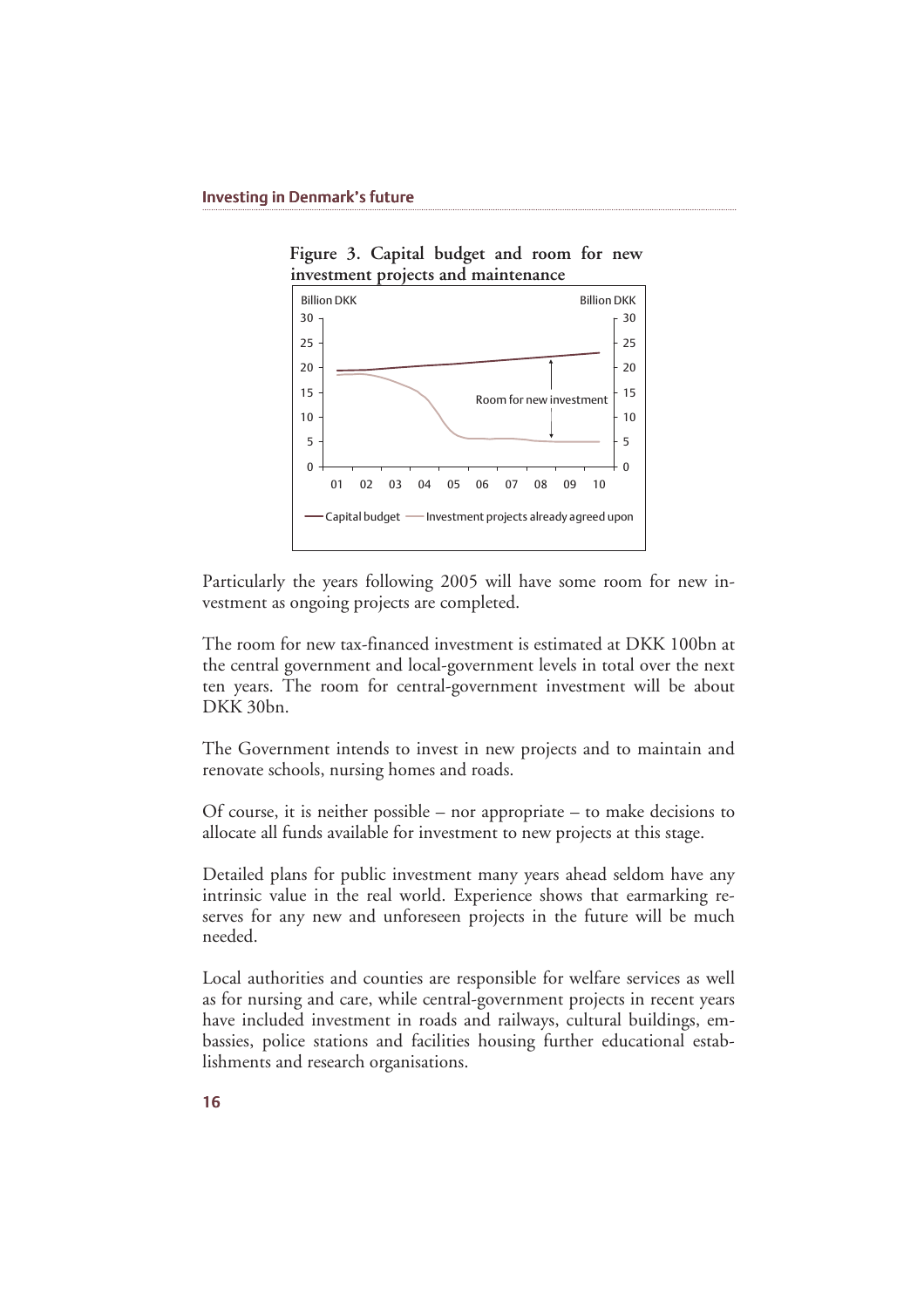**Figure 3. Capital budget and room for new investment projects and maintenance**

Particularly the years following 2005 will have some room for new investment as ongoing projects are completed.

The room for new tax-financed investment is estimated at DKK 100bn at the central government and local-government levels in total over the next ten years. The room for central-government investment will be about DKK 30bn.

The Government intends to invest in new projects and to maintain and renovate schools, nursing homes and roads.

Of course, it is neither possible – nor appropriate – to make decisions to allocate all funds available for investment to new projects at this stage.

Detailed plans for public investment many years ahead seldom have any intrinsic value in the real world. Experience shows that earmarking reserves for any new and unforeseen projects in the future will be much needed.

Local authorities and counties are responsible for welfare services as well as for nursing and care, while central-government projects in recent years have included investment in roads and railways, cultural buildings, embassies, police stations and facilities housing further educational establishments and research organisations.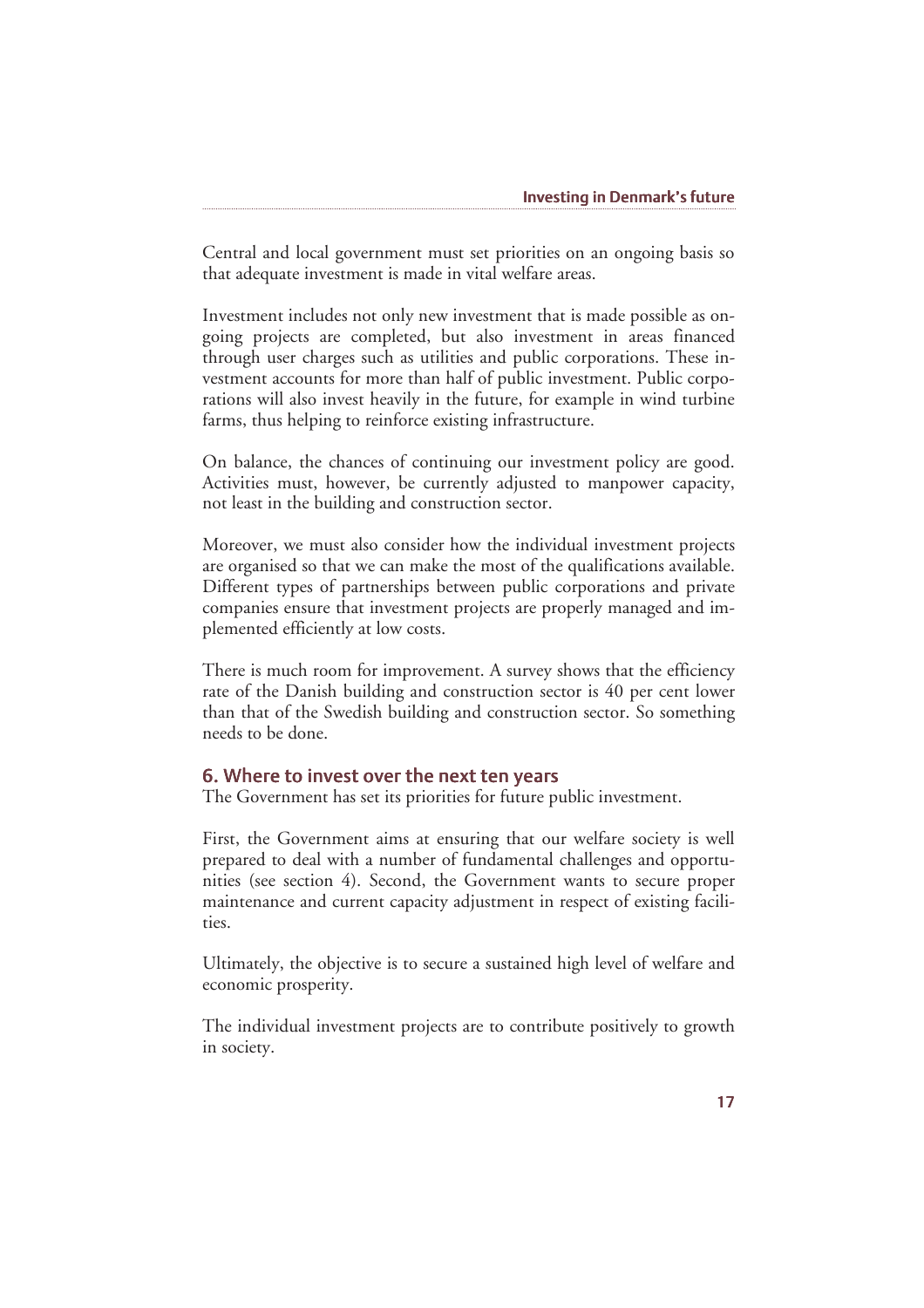Central and local government must set priorities on an ongoing basis so that adequate investment is made in vital welfare areas.

Investment includes not only new investment that is made possible as ongoing projects are completed, but also investment in areas financed through user charges such as utilities and public corporations. These investment accounts for more than half of public investment. Public corporations will also invest heavily in the future, for example in wind turbine farms, thus helping to reinforce existing infrastructure.

On balance, the chances of continuing our investment policy are good. Activities must, however, be currently adjusted to manpower capacity, not least in the building and construction sector.

Moreover, we must also consider how the individual investment projects are organised so that we can make the most of the qualifications available. Different types of partnerships between public corporations and private companies ensure that investment projects are properly managed and implemented efficiently at low costs.

There is much room for improvement. A survey shows that the efficiency rate of the Danish building and construction sector is 40 per cent lower than that of the Swedish building and construction sector. So something needs to be done.

## 6. Where to invest over the next ten years

The Government has set its priorities for future public investment.

First, the Government aims at ensuring that our welfare society is well prepared to deal with a number of fundamental challenges and opportunities (see section 4). Second, the Government wants to secure proper maintenance and current capacity adjustment in respect of existing facilities.

Ultimately, the objective is to secure a sustained high level of welfare and economic prosperity.

The individual investment projects are to contribute positively to growth in society.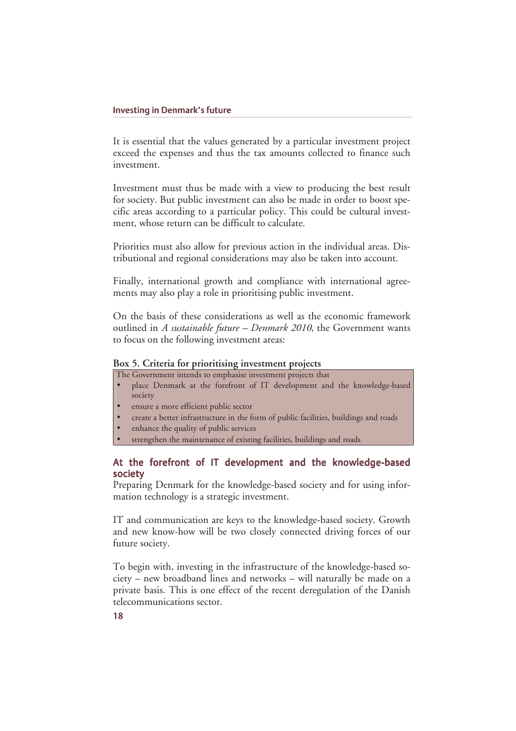It is essential that the values generated by a particular investment project exceed the expenses and thus the tax amounts collected to finance such investment.

Investment must thus be made with a view to producing the best result for society. But public investment can also be made in order to boost specific areas according to a particular policy. This could be cultural investment, whose return can be difficult to calculate.

Priorities must also allow for previous action in the individual areas. Distributional and regional considerations may also be taken into account.

Finally, international growth and compliance with international agreements may also play a role in prioritising public investment.

On the basis of these considerations as well as the economic framework outlined in *A sustainable future – Denmark 2010*, the Government wants to focus on the following investment areas:

**Box 5. Criteria for prioritising investment projects**

The Government intends to emphasise investment projects that

- place Denmark at the forefront of IT development and the knowledge-based society
- ensure a more efficient public sector
- create a better infrastructure in the form of public facilities, buildings and roads
- enhance the quality of public services
- strengthen the maintenance of existing facilities, buildings and roads

## At the forefront of IT development and the knowledge-based society

Preparing Denmark for the knowledge-based society and for using information technology is a strategic investment.

IT and communication are keys to the knowledge-based society. Growth and new know-how will be two closely connected driving forces of our future society.

To begin with, investing in the infrastructure of the knowledge-based society – new broadband lines and networks – will naturally be made on a private basis. This is one effect of the recent deregulation of the Danish telecommunications sector.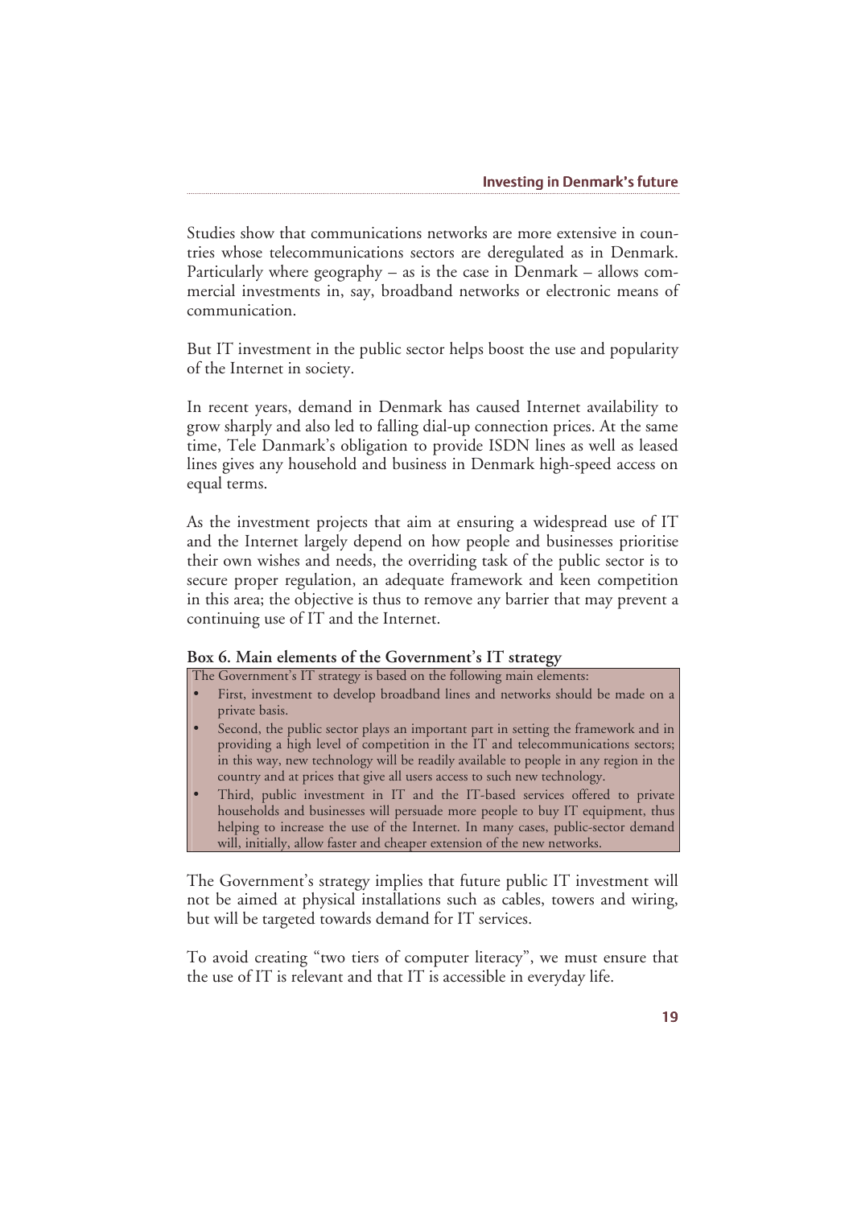Studies show that communications networks are more extensive in countries whose telecommunications sectors are deregulated as in Denmark. Particularly where geography – as is the case in Denmark – allows commercial investments in, say, broadband networks or electronic means of communication.

But IT investment in the public sector helps boost the use and popularity of the Internet in society.

In recent years, demand in Denmark has caused Internet availability to grow sharply and also led to falling dial-up connection prices. At the same time, Tele Danmark's obligation to provide ISDN lines as well as leased lines gives any household and business in Denmark high-speed access on equal terms.

As the investment projects that aim at ensuring a widespread use of IT and the Internet largely depend on how people and businesses prioritise their own wishes and needs, the overriding task of the public sector is to secure proper regulation, an adequate framework and keen competition in this area; the objective is thus to remove any barrier that may prevent a continuing use of IT and the Internet.

**Box 6. Main elements of the Government's IT strategy**

The Government's IT strategy is based on the following main elements:

- First, investment to develop broadband lines and networks should be made on a private basis.
- Second, the public sector plays an important part in setting the framework and in providing a high level of competition in the IT and telecommunications sectors; in this way, new technology will be readily available to people in any region in the country and at prices that give all users access to such new technology.
- Third, public investment in IT and the IT-based services offered to private households and businesses will persuade more people to buy IT equipment, thus helping to increase the use of the Internet. In many cases, public-sector demand will, initially, allow faster and cheaper extension of the new networks.

The Government's strategy implies that future public IT investment will not be aimed at physical installations such as cables, towers and wiring, but will be targeted towards demand for IT services.

To avoid creating "two tiers of computer literacy", we must ensure that the use of IT is relevant and that IT is accessible in everyday life.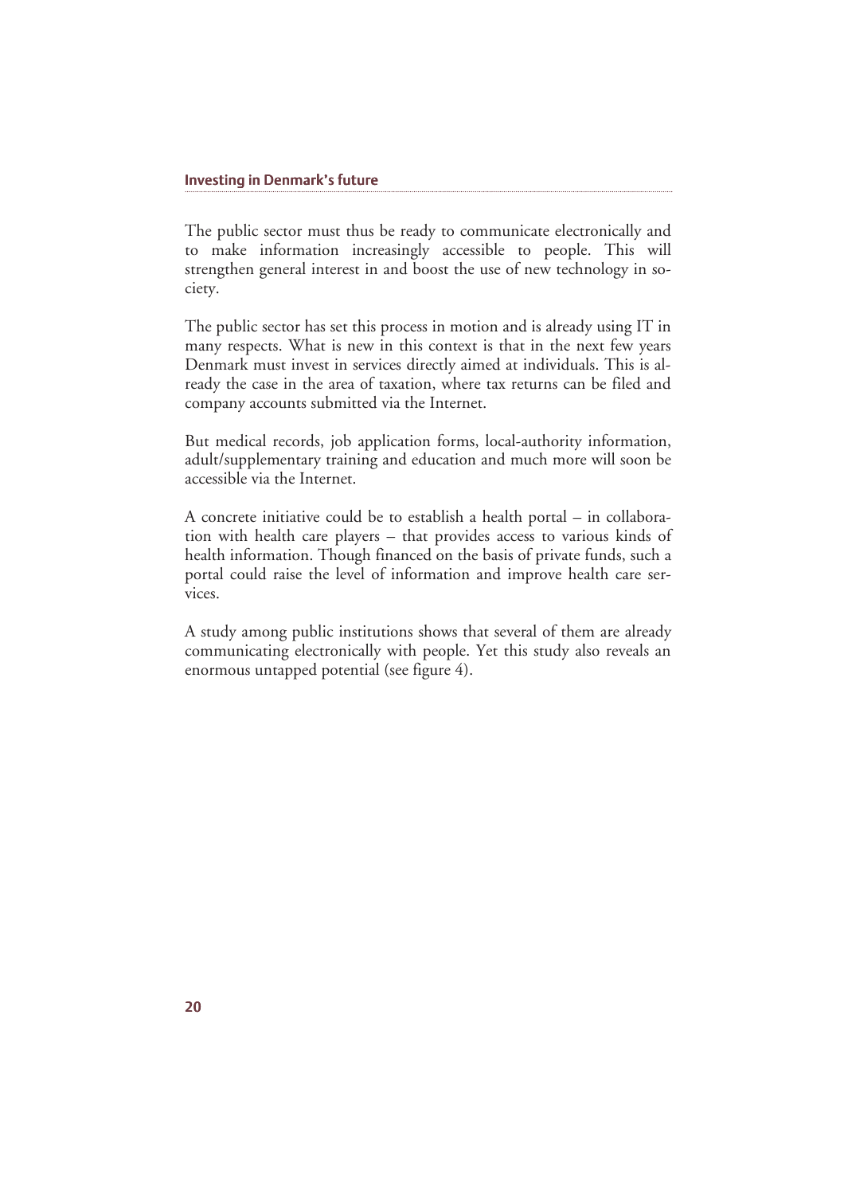The public sector must thus be ready to communicate electronically and to make information increasingly accessible to people. This will strengthen general interest in and boost the use of new technology in society.

The public sector has set this process in motion and is already using IT in many respects. What is new in this context is that in the next few years Denmark must invest in services directly aimed at individuals. This is already the case in the area of taxation, where tax returns can be filed and company accounts submitted via the Internet.

But medical records, job application forms, local-authority information, adult/supplementary training and education and much more will soon be accessible via the Internet.

A concrete initiative could be to establish a health portal – in collaboration with health care players – that provides access to various kinds of health information. Though financed on the basis of private funds, such a portal could raise the level of information and improve health care services.

A study among public institutions shows that several of them are already communicating electronically with people. Yet this study also reveals an enormous untapped potential (see figure 4).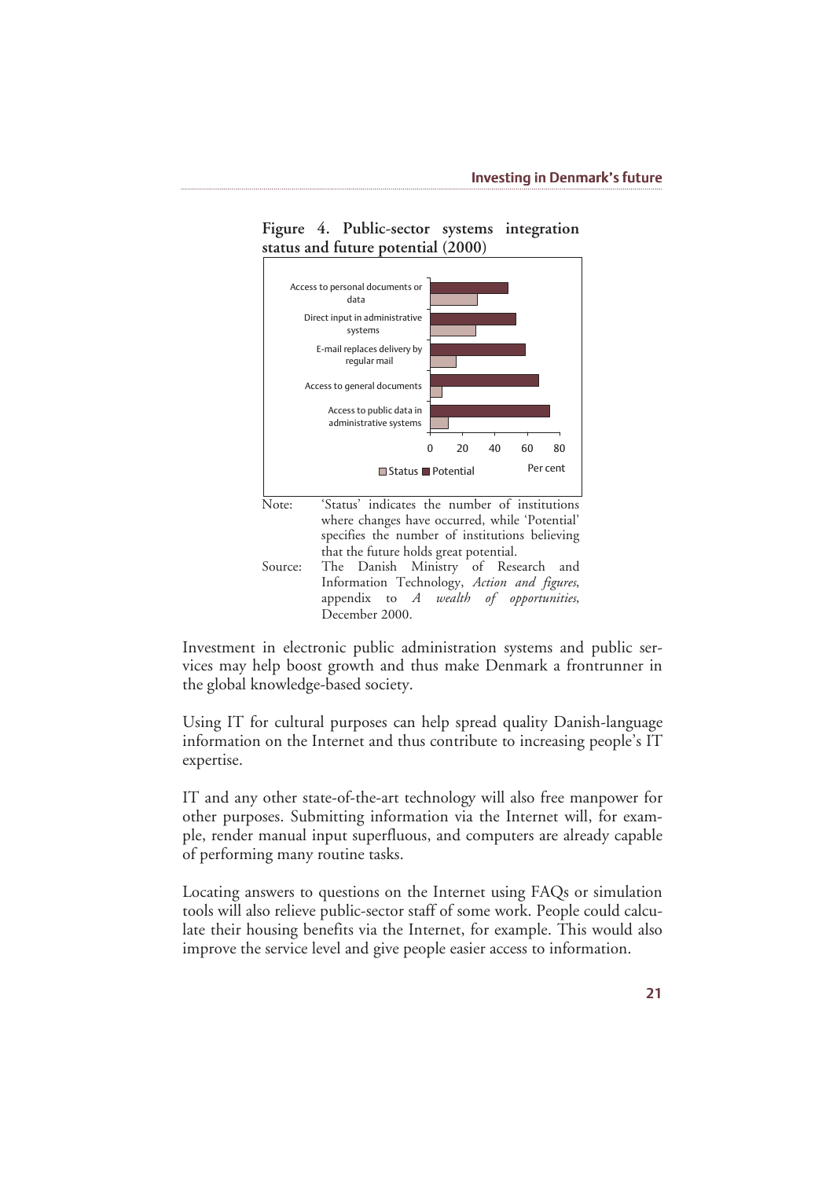**Figure 4. Public-sector systems integration status and future potential (2000)**

Note: 'Status' indicates the number of institutions where changes have occurred, while 'Potential' specifies the number of institutions believing that the future holds great potential.

Source: The Danish Ministry of Research and Information Technology, *Action and figures*, appendix to *A wealth of opportunities*, December 2000.

Investment in electronic public administration systems and public services may help boost growth and thus make Denmark a frontrunner in the global knowledge-based society.

Using IT for cultural purposes can help spread quality Danish-language information on the Internet and thus contribute to increasing people's IT expertise.

IT and any other state-of-the-art technology will also free manpower for other purposes. Submitting information via the Internet will, for example, render manual input superfluous, and computers are already capable of performing many routine tasks.

Locating answers to questions on the Internet using FAQs or simulation tools will also relieve public-sector staff of some work. People could calculate their housing benefits via the Internet, for example. This would also improve the service level and give people easier access to information.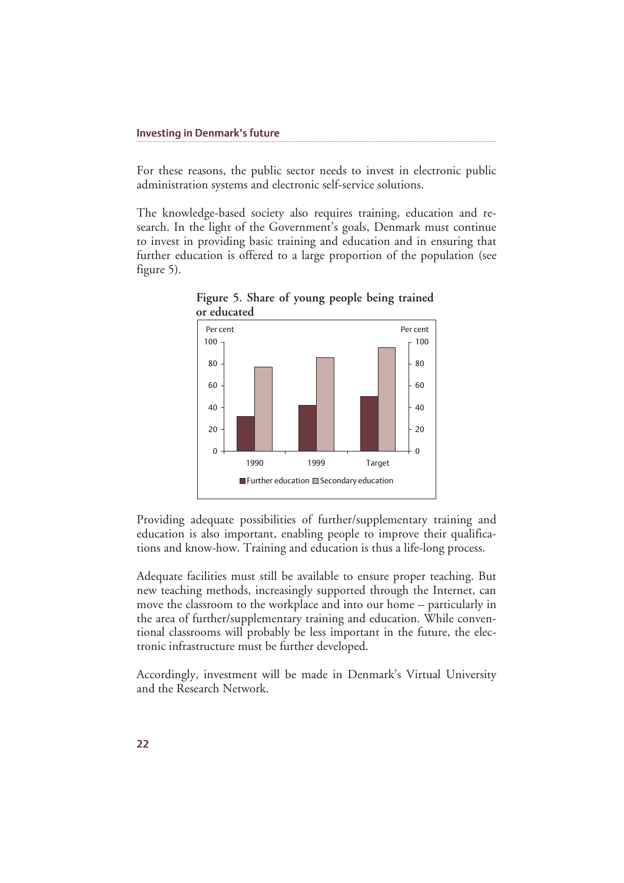For these reasons, the public sector needs to invest in electronic public administration systems and electronic self-service solutions.

The knowledge-based society also requires training, education and research. In the light of the Government's goals, Denmark must continue to invest in providing basic training and education and in ensuring that further education is offered to a large proportion of the population (see figure 5).

**Figure 5. Share of young people being trained or educated**

Providing adequate possibilities of further/supplementary training and education is also important, enabling people to improve their qualifications and know-how. Training and education is thus a life-long process.

Adequate facilities must still be available to ensure proper teaching. But new teaching methods, increasingly supported through the Internet, can move the classroom to the workplace and into our home – particularly in the area of further/supplementary training and education. While conventional classrooms will probably be less important in the future, the electronic infrastructure must be further developed.

Accordingly, investment will be made in Denmark's Virtual University and the Research Network.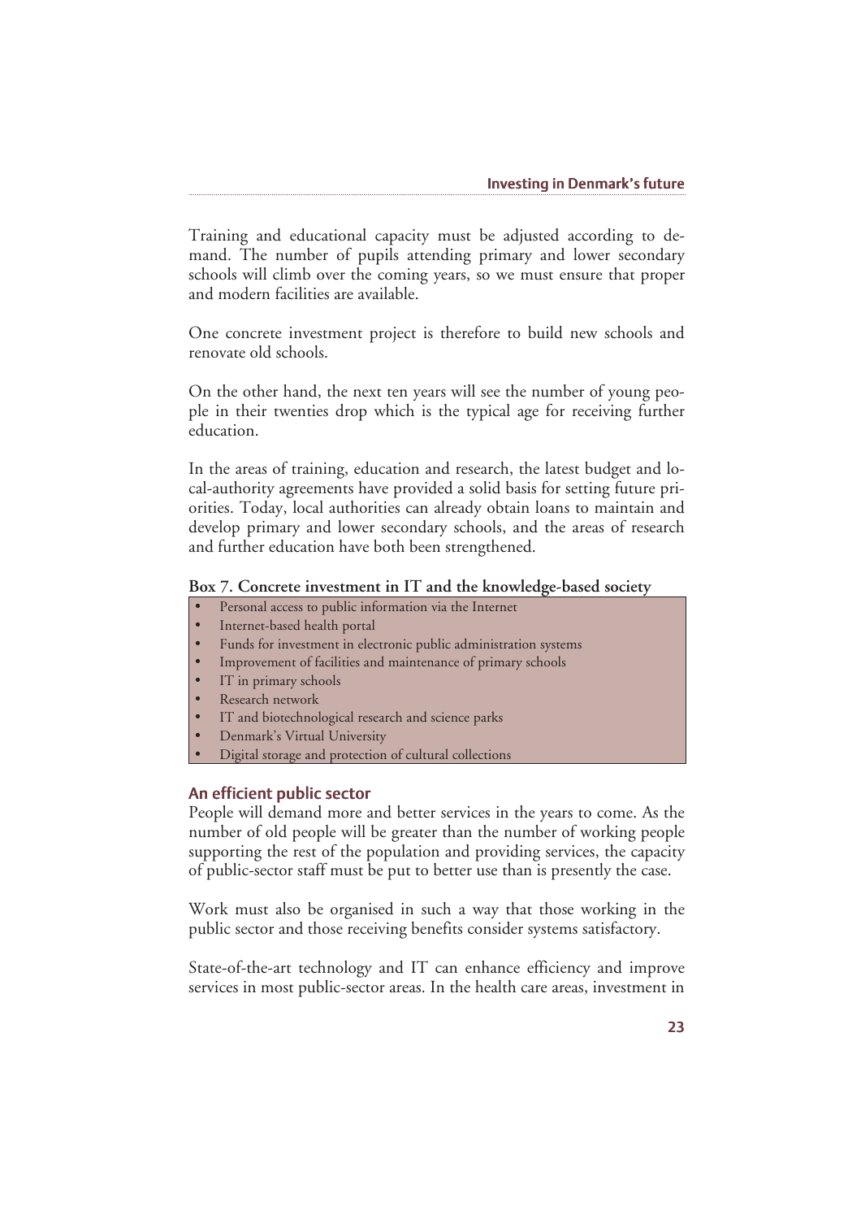Training and educational capacity must be adjusted according to demand. The number of pupils attending primary and lower secondary schools will climb over the coming years, so we must ensure that proper and modern facilities are available.

One concrete investment project is therefore to build new schools and renovate old schools.

On the other hand, the next ten years will see the number of young people in their twenties drop which is the typical age for receiving further education.

In the areas of training, education and research, the latest budget and local-authority agreements have provided a solid basis for setting future priorities. Today, local authorities can already obtain loans to maintain and develop primary and lower secondary schools, and the areas of research and further education have both been strengthened.

**Box 7. Concrete investment in IT and the knowledge-based society**

- Personal access to public information via the Internet
- Internet-based health portal
- Funds for investment in electronic public administration systems
- Improvement of facilities and maintenance of primary schools
- IT in primary schools
- Research network
- IT and biotechnological research and science parks
- Denmark's Virtual University
- Digital storage and protection of cultural collections

## An efficient public sector

People will demand more and better services in the years to come. As the number of old people will be greater than the number of working people supporting the rest of the population and providing services, the capacity of public-sector staff must be put to better use than is presently the case.

Work must also be organised in such a way that those working in the public sector and those receiving benefits consider systems satisfactory.

State-of-the-art technology and IT can enhance efficiency and improve services in most public-sector areas. In the health care areas, investment in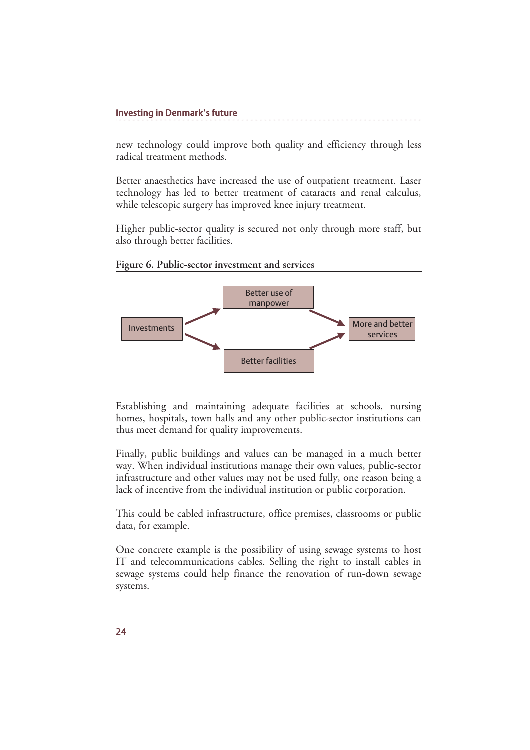new technology could improve both quality and efficiency through less radical treatment methods.

Better anaesthetics have increased the use of outpatient treatment. Laser technology has led to better treatment of cataracts and renal calculus, while telescopic surgery has improved knee injury treatment.

Higher public-sector quality is secured not only through more staff, but also through better facilities.

**Figure 6. Public-sector investment and services**

Investments → Better use of manpower → More and better services

Investments → Better facilities → More and better services

Establishing and maintaining adequate facilities at schools, nursing homes, hospitals, town halls and any other public-sector institutions can thus meet demand for quality improvements.

Finally, public buildings and values can be managed in a much better way. When individual institutions manage their own values, public-sector infrastructure and other values may not be used fully, one reason being a lack of incentive from the individual institution or public corporation.

This could be cabled infrastructure, office premises, classrooms or public data, for example.

One concrete example is the possibility of using sewage systems to host IT and telecommunications cables. Selling the right to install cables in sewage systems could help finance the renovation of run-down sewage systems.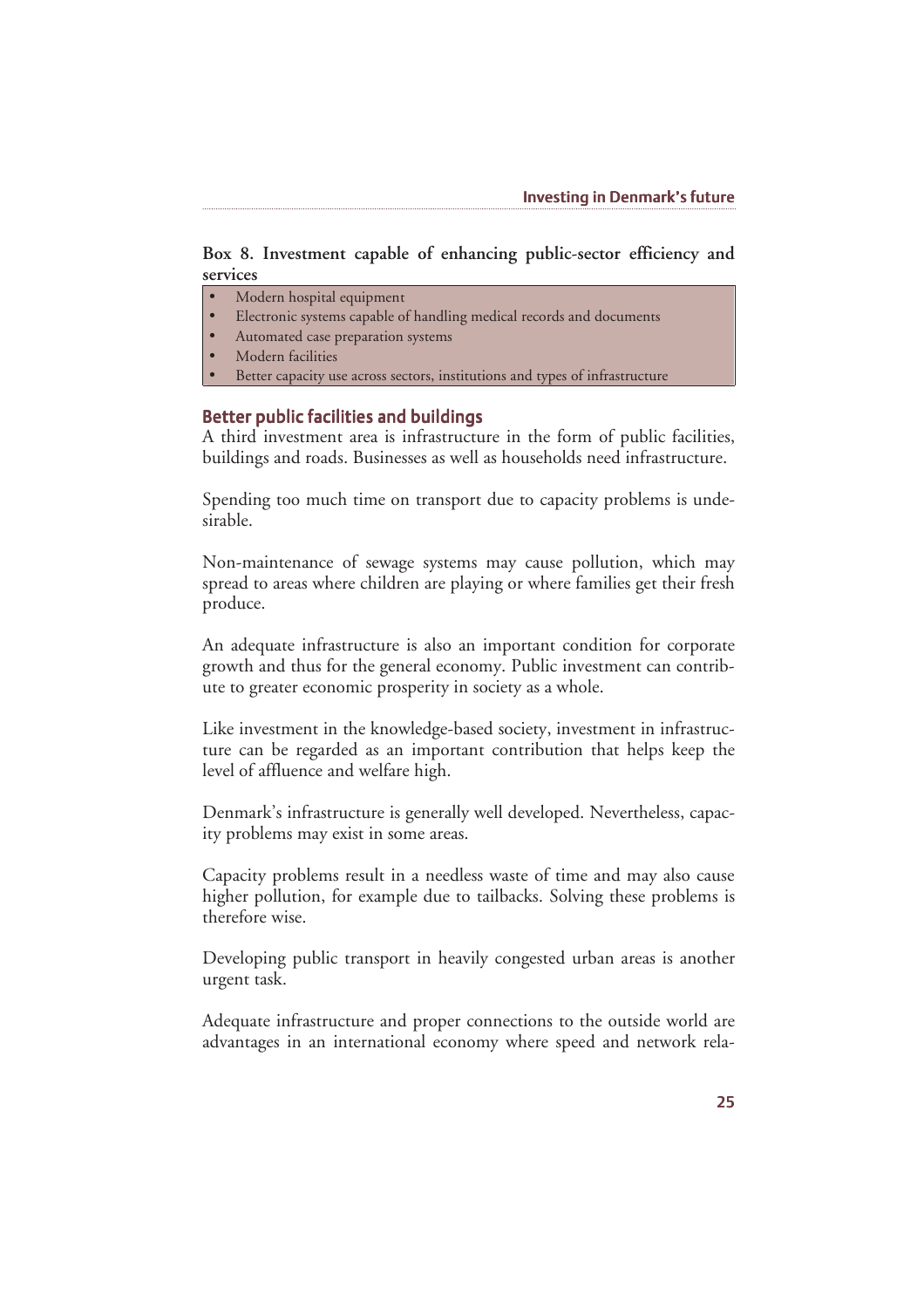**Box 8. Investment capable of enhancing public-sector efficiency and services**

- Modern hospital equipment
- Electronic systems capable of handling medical records and documents
- Automated case preparation systems
- Modern facilities
- Better capacity use across sectors, institutions and types of infrastructure

### Better public facilities and buildings

A third investment area is infrastructure in the form of public facilities, buildings and roads. Businesses as well as households need infrastructure.

Spending too much time on transport due to capacity problems is undesirable.

Non-maintenance of sewage systems may cause pollution, which may spread to areas where children are playing or where families get their fresh produce.

An adequate infrastructure is also an important condition for corporate growth and thus for the general economy. Public investment can contribute to greater economic prosperity in society as a whole.

Like investment in the knowledge-based society, investment in infrastructure can be regarded as an important contribution that helps keep the level of affluence and welfare high.

Denmark's infrastructure is generally well developed. Nevertheless, capacity problems may exist in some areas.

Capacity problems result in a needless waste of time and may also cause higher pollution, for example due to tailbacks. Solving these problems is therefore wise.

Developing public transport in heavily congested urban areas is another urgent task.

Adequate infrastructure and proper connections to the outside world are advantages in an international economy where speed and network rela-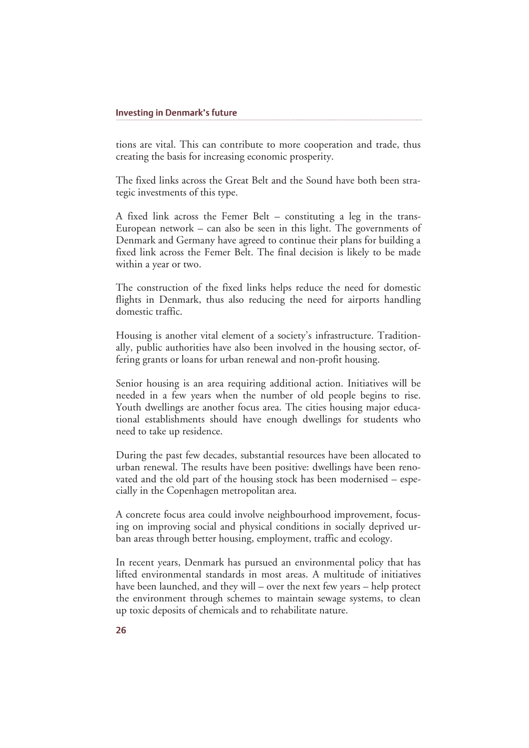tions are vital. This can contribute to more cooperation and trade, thus creating the basis for increasing economic prosperity.

The fixed links across the Great Belt and the Sound have both been strategic investments of this type.

A fixed link across the Femer Belt – constituting a leg in the trans-European network – can also be seen in this light. The governments of Denmark and Germany have agreed to continue their plans for building a fixed link across the Femer Belt. The final decision is likely to be made within a year or two.

The construction of the fixed links helps reduce the need for domestic flights in Denmark, thus also reducing the need for airports handling domestic traffic.

Housing is another vital element of a society's infrastructure. Traditionally, public authorities have also been involved in the housing sector, offering grants or loans for urban renewal and non-profit housing.

Senior housing is an area requiring additional action. Initiatives will be needed in a few years when the number of old people begins to rise. Youth dwellings are another focus area. The cities housing major educational establishments should have enough dwellings for students who need to take up residence.

During the past few decades, substantial resources have been allocated to urban renewal. The results have been positive: dwellings have been renovated and the old part of the housing stock has been modernised – especially in the Copenhagen metropolitan area.

A concrete focus area could involve neighbourhood improvement, focusing on improving social and physical conditions in socially deprived urban areas through better housing, employment, traffic and ecology.

In recent years, Denmark has pursued an environmental policy that has lifted environmental standards in most areas. A multitude of initiatives have been launched, and they will – over the next few years – help protect the environment through schemes to maintain sewage systems, to clean up toxic deposits of chemicals and to rehabilitate nature.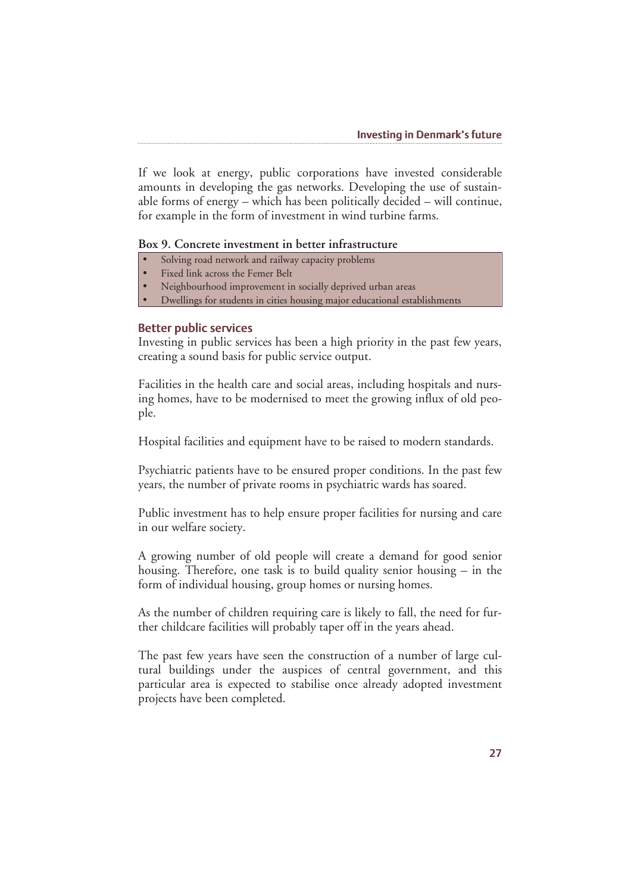If we look at energy, public corporations have invested considerable amounts in developing the gas networks. Developing the use of sustainable forms of energy – which has been politically decided – will continue, for example in the form of investment in wind turbine farms.

**Box 9. Concrete investment in better infrastructure**

- Solving road network and railway capacity problems
- Fixed link across the Femer Belt
- Neighbourhood improvement in socially deprived urban areas
- Dwellings for students in cities housing major educational establishments

### Better public services

Investing in public services has been a high priority in the past few years, creating a sound basis for public service output.

Facilities in the health care and social areas, including hospitals and nursing homes, have to be modernised to meet the growing influx of old people.

Hospital facilities and equipment have to be raised to modern standards.

Psychiatric patients have to be ensured proper conditions. In the past few years, the number of private rooms in psychiatric wards has soared.

Public investment has to help ensure proper facilities for nursing and care in our welfare society.

A growing number of old people will create a demand for good senior housing. Therefore, one task is to build quality senior housing – in the form of individual housing, group homes or nursing homes.

As the number of children requiring care is likely to fall, the need for further childcare facilities will probably taper off in the years ahead.

The past few years have seen the construction of a number of large cultural buildings under the auspices of central government, and this particular area is expected to stabilise once already adopted investment projects have been completed.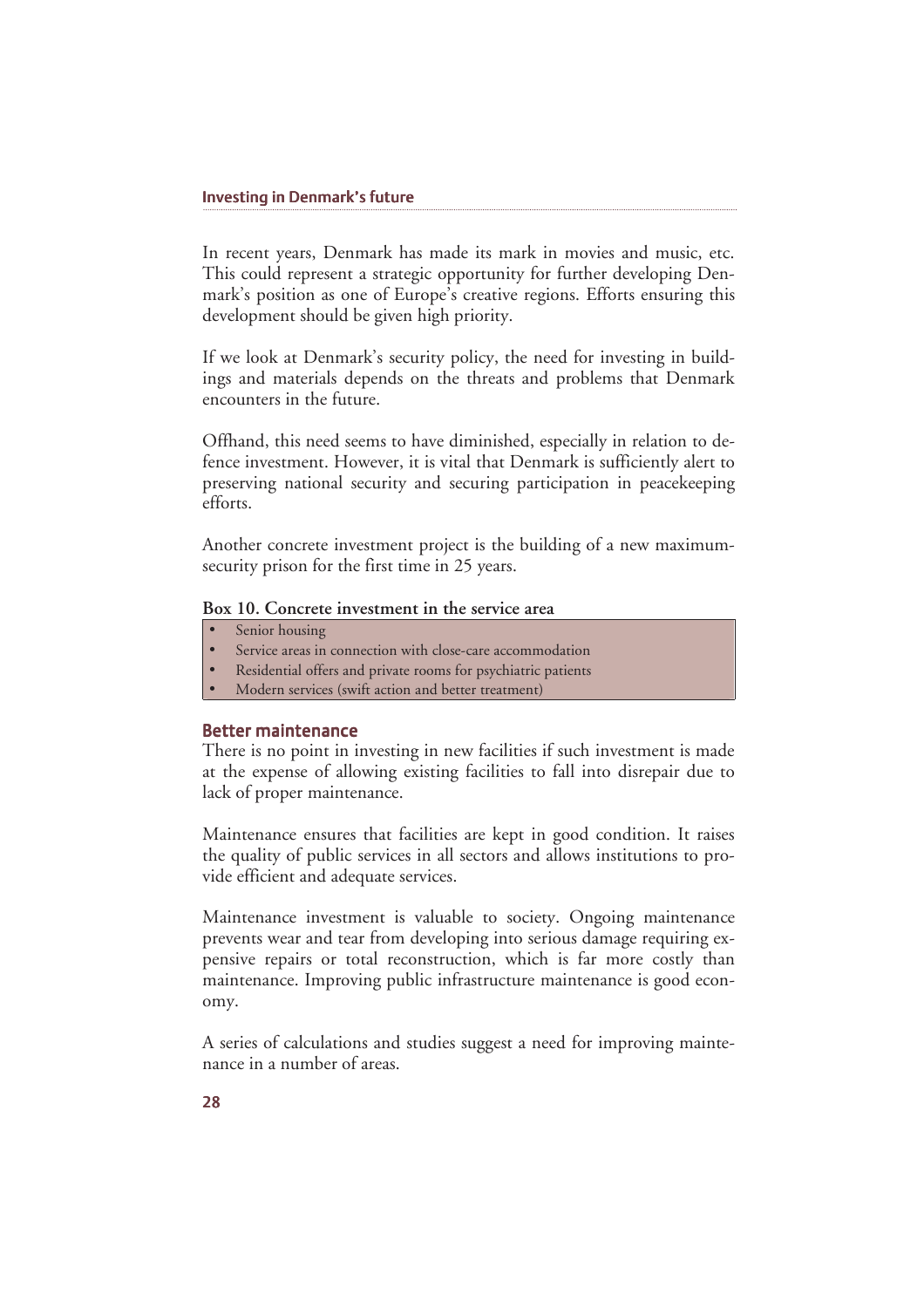In recent years, Denmark has made its mark in movies and music, etc. This could represent a strategic opportunity for further developing Denmark's position as one of Europe's creative regions. Efforts ensuring this development should be given high priority.

If we look at Denmark's security policy, the need for investing in buildings and materials depends on the threats and problems that Denmark encounters in the future.

Offhand, this need seems to have diminished, especially in relation to defence investment. However, it is vital that Denmark is sufficiently alert to preserving national security and securing participation in peacekeeping efforts.

Another concrete investment project is the building of a new maximum-security prison for the first time in 25 years.

**Box 10. Concrete investment in the service area**

- Senior housing
- Service areas in connection with close-care accommodation
- Residential offers and private rooms for psychiatric patients
- Modern services (swift action and better treatment)

### Better maintenance

There is no point in investing in new facilities if such investment is made at the expense of allowing existing facilities to fall into disrepair due to lack of proper maintenance.

Maintenance ensures that facilities are kept in good condition. It raises the quality of public services in all sectors and allows institutions to provide efficient and adequate services.

Maintenance investment is valuable to society. Ongoing maintenance prevents wear and tear from developing into serious damage requiring expensive repairs or total reconstruction, which is far more costly than maintenance. Improving public infrastructure maintenance is good economy.

A series of calculations and studies suggest a need for improving maintenance in a number of areas.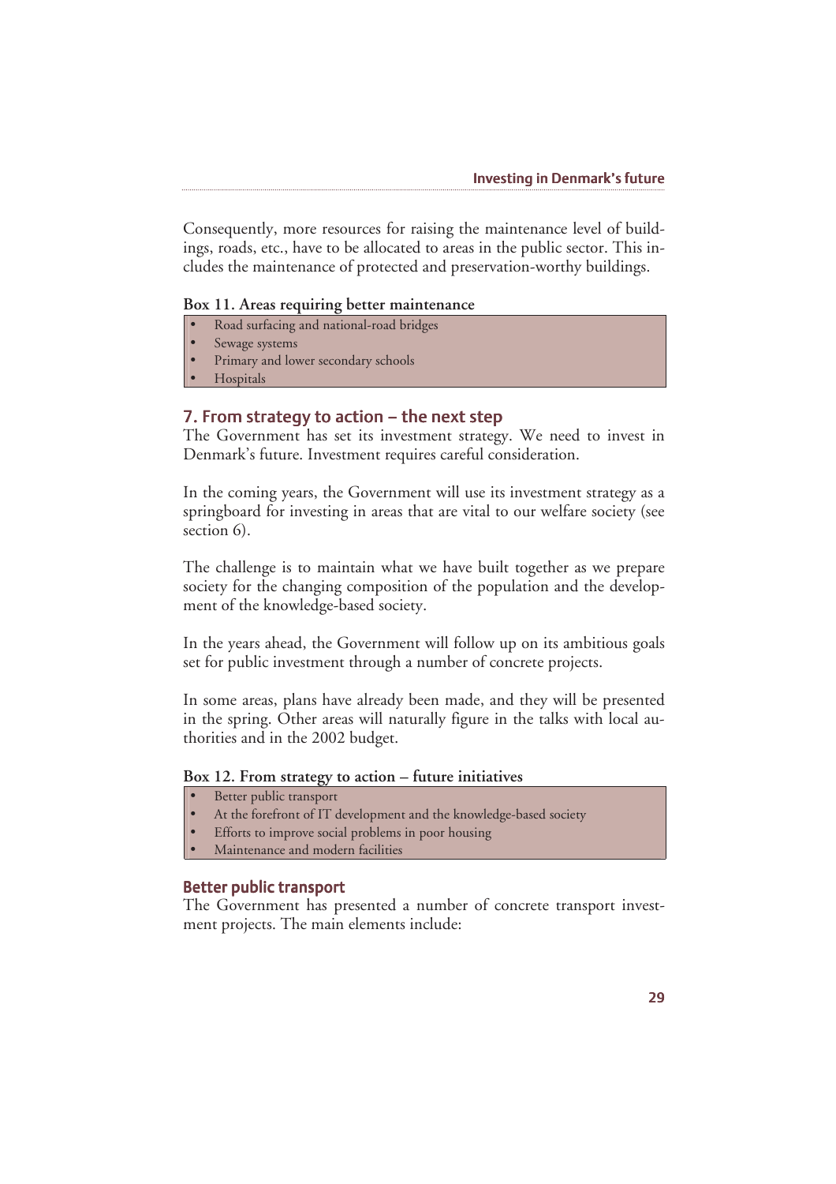Consequently, more resources for raising the maintenance level of buildings, roads, etc., have to be allocated to areas in the public sector. This includes the maintenance of protected and preservation-worthy buildings.

**Box 11. Areas requiring better maintenance**

- Road surfacing and national-road bridges
- Sewage systems
- Primary and lower secondary schools
- Hospitals

## 7. From strategy to action – the next step

The Government has set its investment strategy. We need to invest in Denmark's future. Investment requires careful consideration.

In the coming years, the Government will use its investment strategy as a springboard for investing in areas that are vital to our welfare society (see section 6).

The challenge is to maintain what we have built together as we prepare society for the changing composition of the population and the development of the knowledge-based society.

In the years ahead, the Government will follow up on its ambitious goals set for public investment through a number of concrete projects.

In some areas, plans have already been made, and they will be presented in the spring. Other areas will naturally figure in the talks with local authorities and in the 2002 budget.

**Box 12. From strategy to action – future initiatives**

- Better public transport
- At the forefront of IT development and the knowledge-based society
- Efforts to improve social problems in poor housing
- Maintenance and modern facilities

### Better public transport

The Government has presented a number of concrete transport investment projects. The main elements include: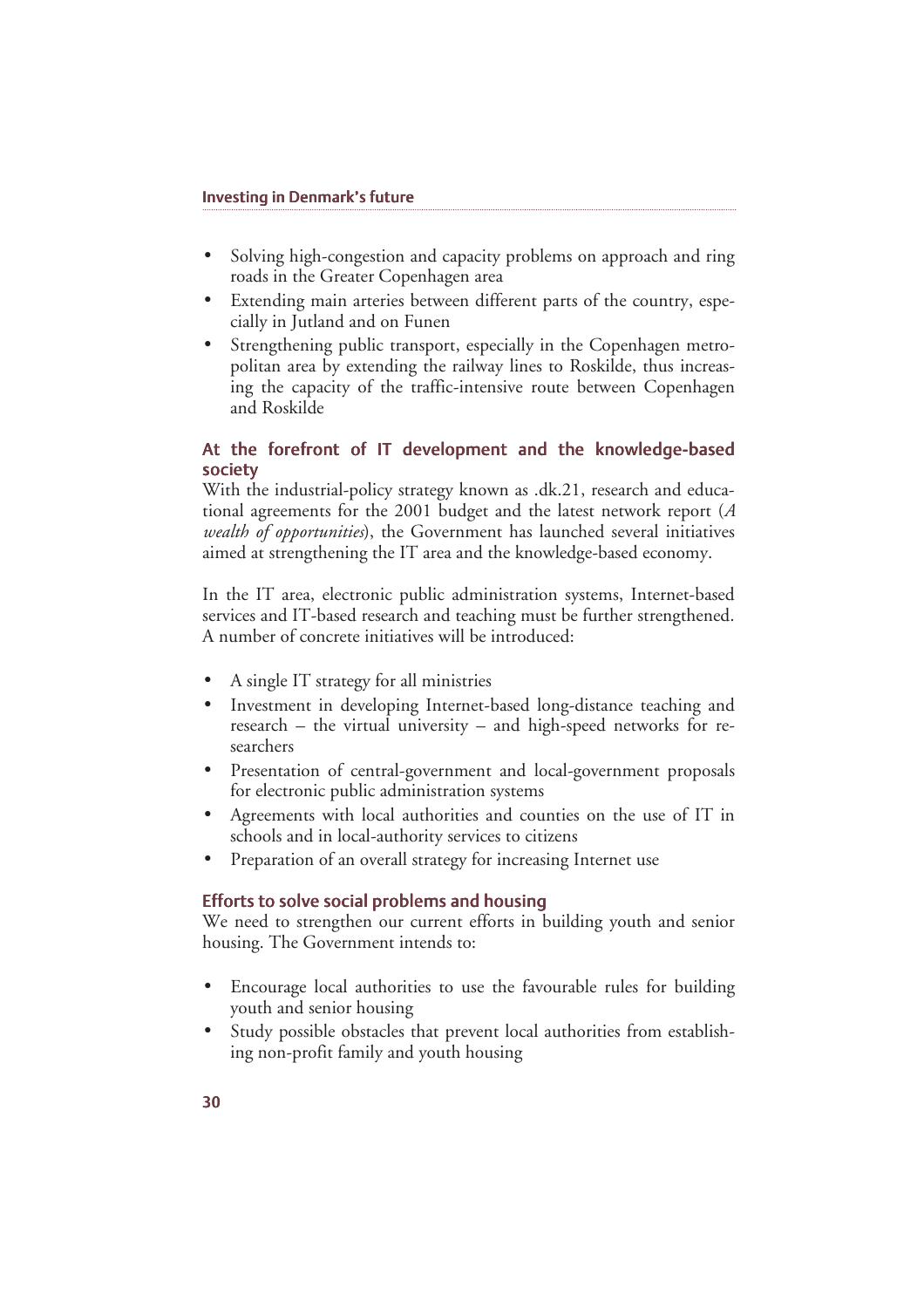- Solving high-congestion and capacity problems on approach and ring roads in the Greater Copenhagen area
- Extending main arteries between different parts of the country, especially in Jutland and on Funen
- Strengthening public transport, especially in the Copenhagen metropolitan area by extending the railway lines to Roskilde, thus increasing the capacity of the traffic-intensive route between Copenhagen and Roskilde

### At the forefront of IT development and the knowledge-based society

With the industrial-policy strategy known as .dk.21, research and educational agreements for the 2001 budget and the latest network report (*A wealth of opportunities*), the Government has launched several initiatives aimed at strengthening the IT area and the knowledge-based economy.

In the IT area, electronic public administration systems, Internet-based services and IT-based research and teaching must be further strengthened. A number of concrete initiatives will be introduced:

- A single IT strategy for all ministries
- Investment in developing Internet-based long-distance teaching and research – the virtual university – and high-speed networks for researchers
- Presentation of central-government and local-government proposals for electronic public administration systems
- Agreements with local authorities and counties on the use of IT in schools and in local-authority services to citizens
- Preparation of an overall strategy for increasing Internet use

### Efforts to solve social problems and housing

We need to strengthen our current efforts in building youth and senior housing. The Government intends to:

- Encourage local authorities to use the favourable rules for building youth and senior housing
- Study possible obstacles that prevent local authorities from establishing non-profit family and youth housing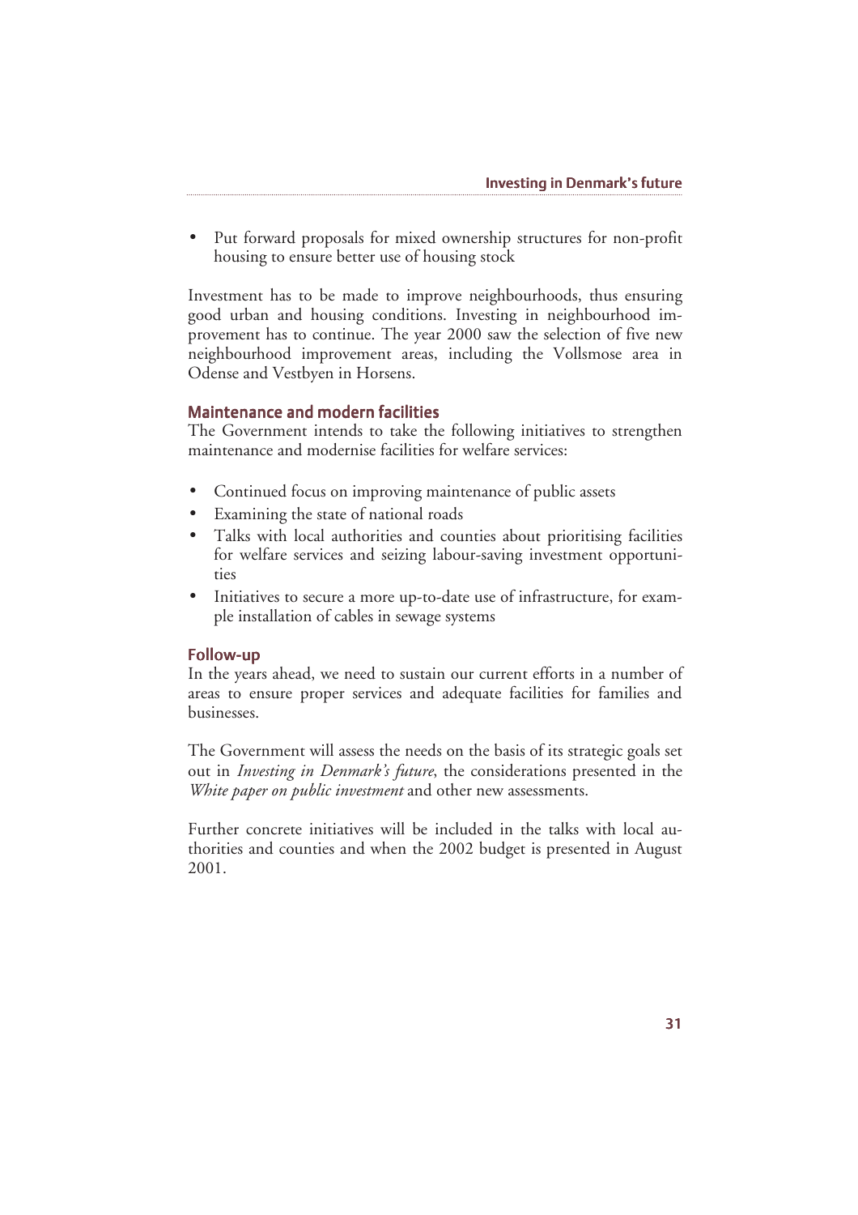- Put forward proposals for mixed ownership structures for non-profit housing to ensure better use of housing stock

Investment has to be made to improve neighbourhoods, thus ensuring good urban and housing conditions. Investing in neighbourhood improvement has to continue. The year 2000 saw the selection of five new neighbourhood improvement areas, including the Vollsmose area in Odense and Vestbyen in Horsens.

### Maintenance and modern facilities

The Government intends to take the following initiatives to strengthen maintenance and modernise facilities for welfare services:

- Continued focus on improving maintenance of public assets
- Examining the state of national roads
- Talks with local authorities and counties about prioritising facilities for welfare services and seizing labour-saving investment opportunities
- Initiatives to secure a more up-to-date use of infrastructure, for example installation of cables in sewage systems

### Follow-up

In the years ahead, we need to sustain our current efforts in a number of areas to ensure proper services and adequate facilities for families and businesses.

The Government will assess the needs on the basis of its strategic goals set out in *Investing in Denmark's future*, the considerations presented in the *White paper on public investment* and other new assessments.

Further concrete initiatives will be included in the talks with local authorities and counties and when the 2002 budget is presented in August 2001.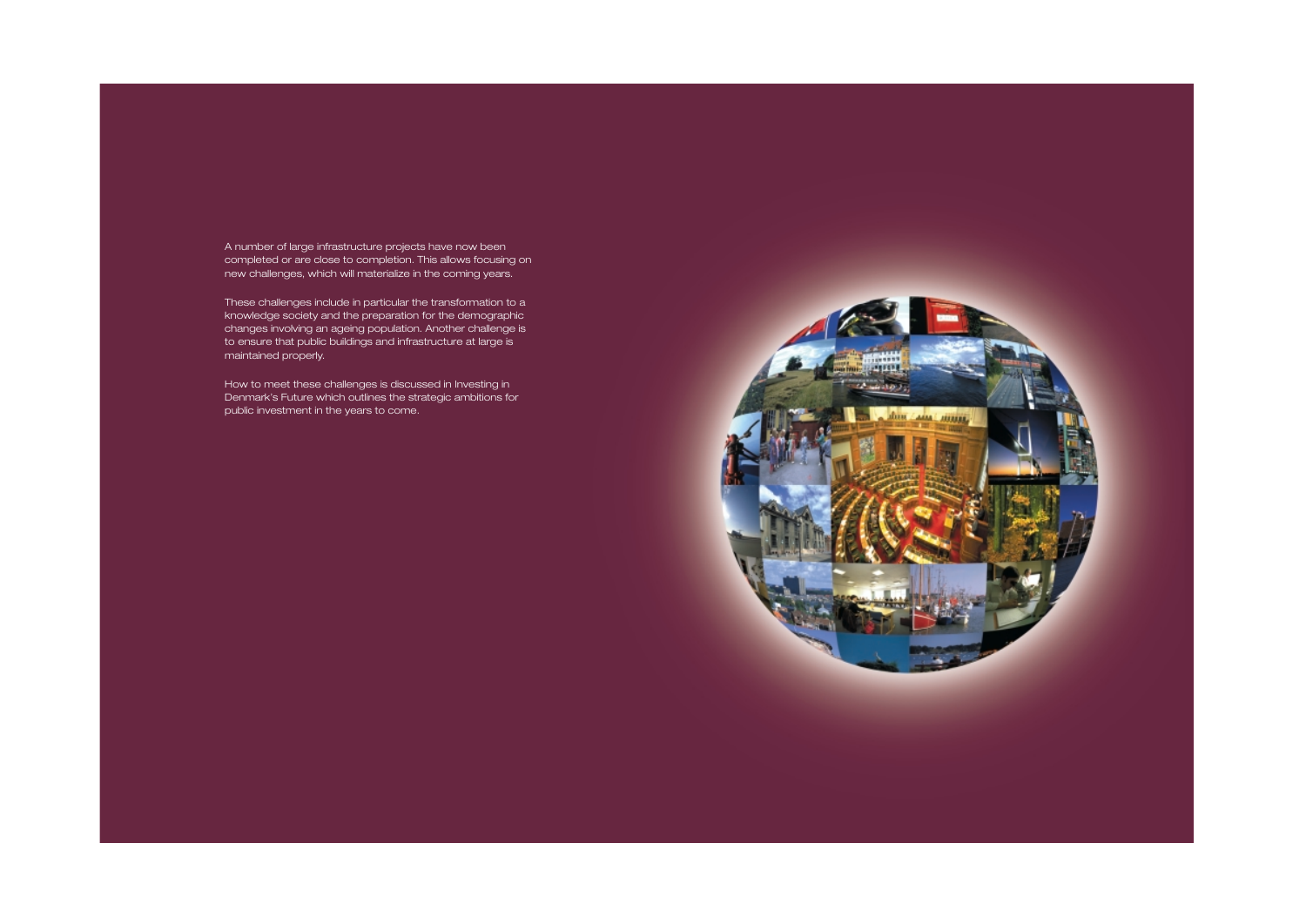A number of large infrastructure projects have now been completed or are close to completion. This allows focusing on new challenges, which will materialize in the coming years.

These challenges include in particular the transformation to a knowledge society and the preparation for the demographic changes involving an ageing population. Another challenge is to ensure that public buildings and infrastructure at large is maintained properly.

How to meet these challenges is discussed in Investing in Denmark's Future which outlines the strategic ambitions for public investment in the years to come.